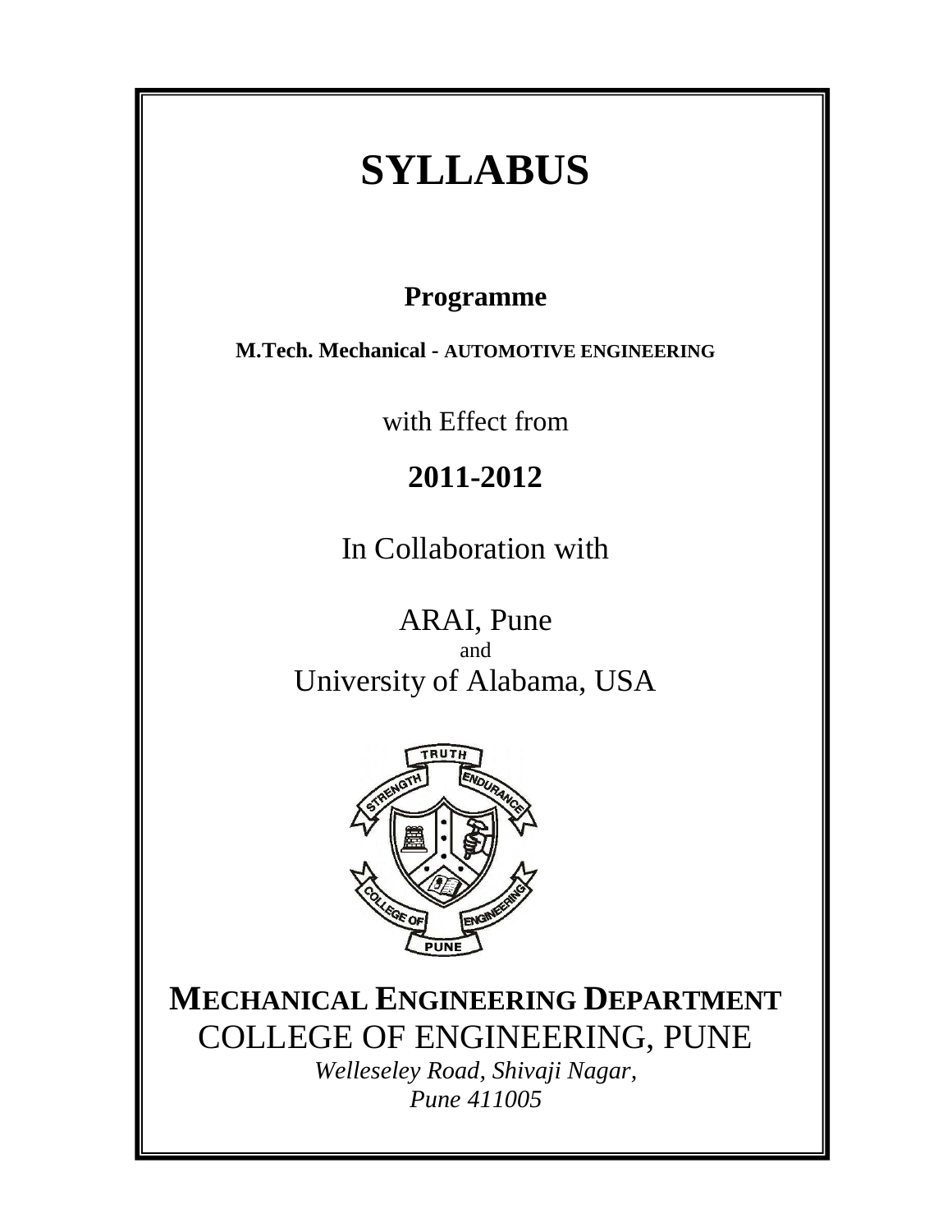# SYLLABUS

## Programme

**M.Tech. Mechanical - AUTOMOTIVE ENGINEERING**

with Effect from

## 2011-2012

In Collaboration with

ARAI, Pune
and
University of Alabama, USA

**MECHANICAL ENGINEERING DEPARTMENT**

COLLEGE OF ENGINEERING, PUNE

*Welleseley Road, Shivaji Nagar,*
*Pune 411005*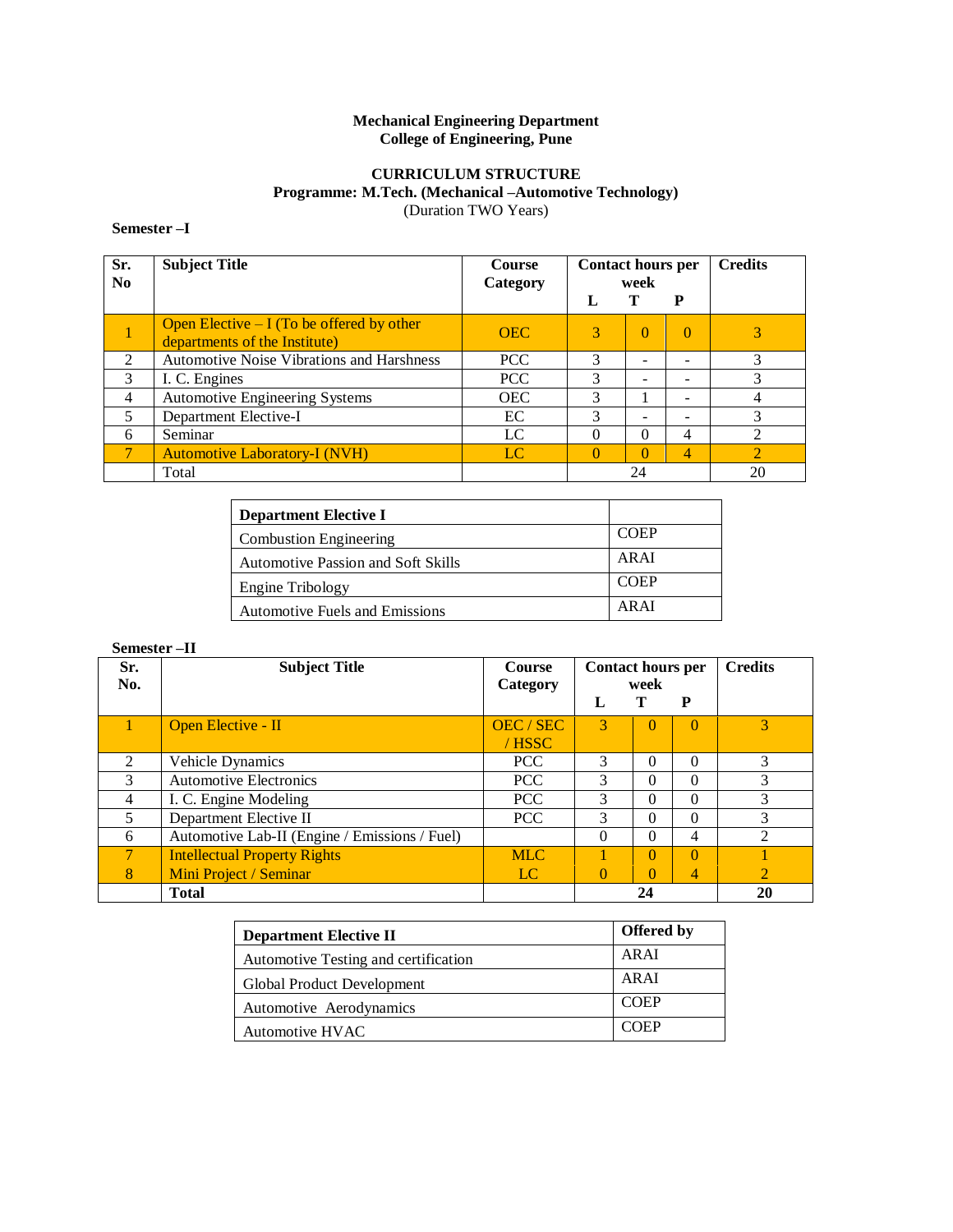**Mechanical Engineering Department**
**College of Engineering, Pune**

**CURRICULUM STRUCTURE**
**Programme: M.Tech. (Mechanical –Automotive Technology)**
(Duration TWO Years)

**Semester –I**

| Sr. No | Subject Title | Course Category | Contact hours per week | | | Credits |
|---|---|---|---|---|---|---|
| | | | L | T | P | |
| 1 | Open Elective – I (To be offered by other departments of the Institute) | OEC | 3 | 0 | 0 | 3 |
| 2 | Automotive Noise Vibrations and Harshness | PCC | 3 | - | - | 3 |
| 3 | I. C. Engines | PCC | 3 | - | - | 3 |
| 4 | Automotive Engineering Systems | OEC | 3 | 1 | - | 4 |
| 5 | Department Elective-I | EC | 3 | - | - | 3 |
| 6 | Seminar | LC | 0 | 0 | 4 | 2 |
| 7 | Automotive Laboratory-I (NVH) | LC | 0 | 0 | 4 | 2 |
| | Total | | 24 | | | 20 |

| Department Elective I | |
|---|---|
| Combustion Engineering | COEP |
| Automotive Passion and Soft Skills | ARAI |
| Engine Tribology | COEP |
| Automotive Fuels and Emissions | ARAI |

**Semester –II**

| Sr. No. | Subject Title | Course Category | Contact hours per week | | | Credits |
|---|---|---|---|---|---|---|
| | | | L | T | P | |
| 1 | Open Elective - II | OEC / SEC / HSSC | 3 | 0 | 0 | 3 |
| 2 | Vehicle Dynamics | PCC | 3 | 0 | 0 | 3 |
| 3 | Automotive Electronics | PCC | 3 | 0 | 0 | 3 |
| 4 | I. C. Engine Modeling | PCC | 3 | 0 | 0 | 3 |
| 5 | Department Elective II | PCC | 3 | 0 | 0 | 3 |
| 6 | Automotive Lab-II (Engine / Emissions / Fuel) | | 0 | 0 | 4 | 2 |
| 7 | Intellectual Property Rights | MLC | 1 | 0 | 0 | 1 |
| 8 | Mini Project / Seminar | LC | 0 | 0 | 4 | 2 |
| | **Total** | | **24** | | | **20** |

| Department Elective II | Offered by |
|---|---|
| Automotive Testing and certification | ARAI |
| Global Product Development | ARAI |
| Automotive Aerodynamics | COEP |
| Automotive HVAC | COEP |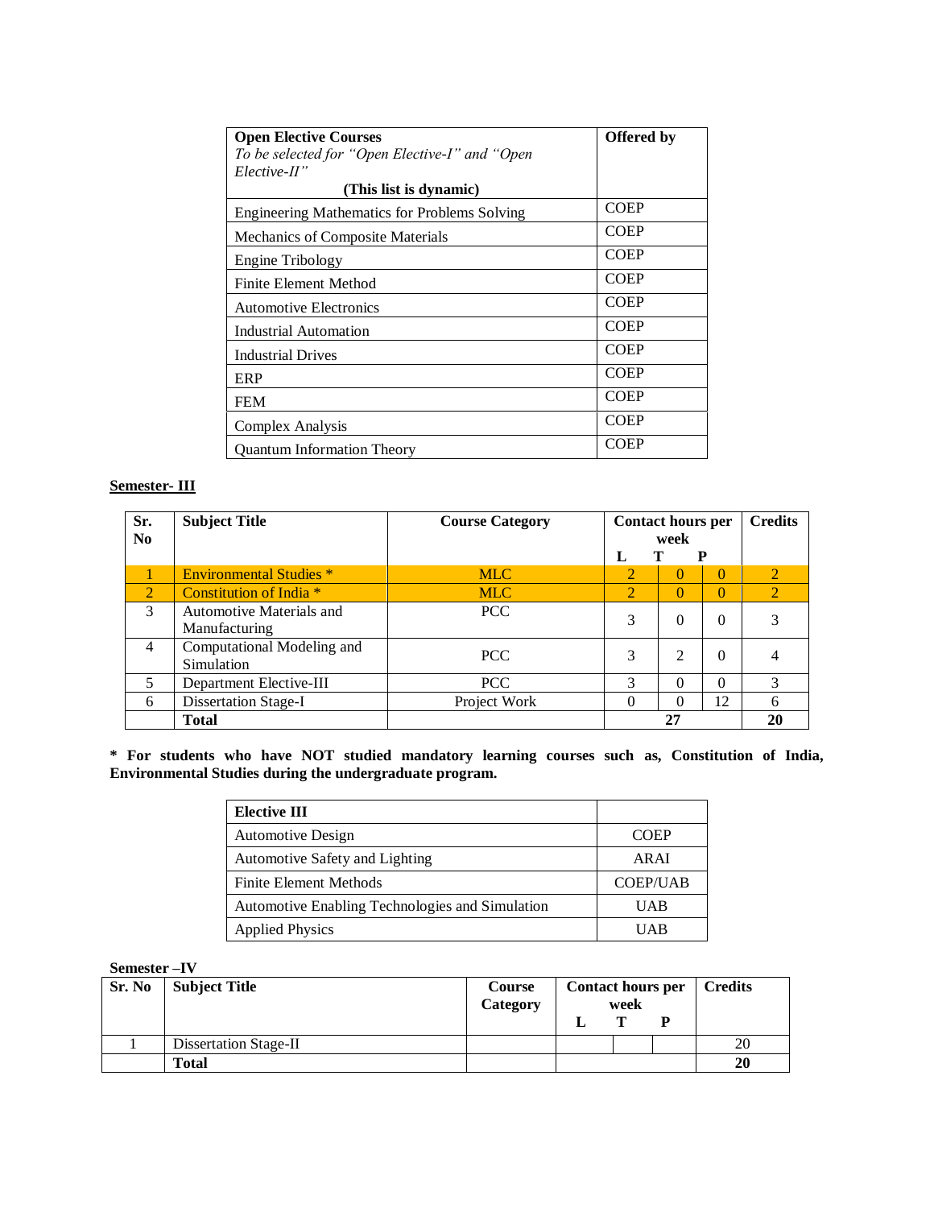| **Open Elective Courses** *To be selected for "Open Elective-I" and "Open Elective-II"* **(This list is dynamic)** | **Offered by** |
|---|---|
| Engineering Mathematics for Problems Solving | COEP |
| Mechanics of Composite Materials | COEP |
| Engine Tribology | COEP |
| Finite Element Method | COEP |
| Automotive Electronics | COEP |
| Industrial Automation | COEP |
| Industrial Drives | COEP |
| ERP | COEP |
| FEM | COEP |
| Complex Analysis | COEP |
| Quantum Information Theory | COEP |

**Semester- III**

| Sr. No | Subject Title | Course Category | Contact hours per week | | | Credits |
|---|---|---|---|---|---|---|
| | | | L | T | P | |
| 1 | Environmental Studies * | MLC | 2 | 0 | 0 | 2 |
| 2 | Constitution of India * | MLC | 2 | 0 | 0 | 2 |
| 3 | Automotive Materials and Manufacturing | PCC | 3 | 0 | 0 | 3 |
| 4 | Computational Modeling and Simulation | PCC | 3 | 2 | 0 | 4 |
| 5 | Department Elective-III | PCC | 3 | 0 | 0 | 3 |
| 6 | Dissertation Stage-I | Project Work | 0 | 0 | 12 | 6 |
| | **Total** | | **27** | | | **20** |

**\* For students who have NOT studied mandatory learning courses such as, Constitution of India, Environmental Studies during the undergraduate program.**

| **Elective III** | |
|---|---|
| Automotive Design | COEP |
| Automotive Safety and Lighting | ARAI |
| Finite Element Methods | COEP/UAB |
| Automotive Enabling Technologies and Simulation | UAB |
| Applied Physics | UAB |

**Semester –IV**

| Sr. No | Subject Title | Course Category | Contact hours per week | | | Credits |
|---|---|---|---|---|---|---|
| | | | L | T | P | |
| 1 | Dissertation Stage-II | | | | | 20 |
| | **Total** | | | | | **20** |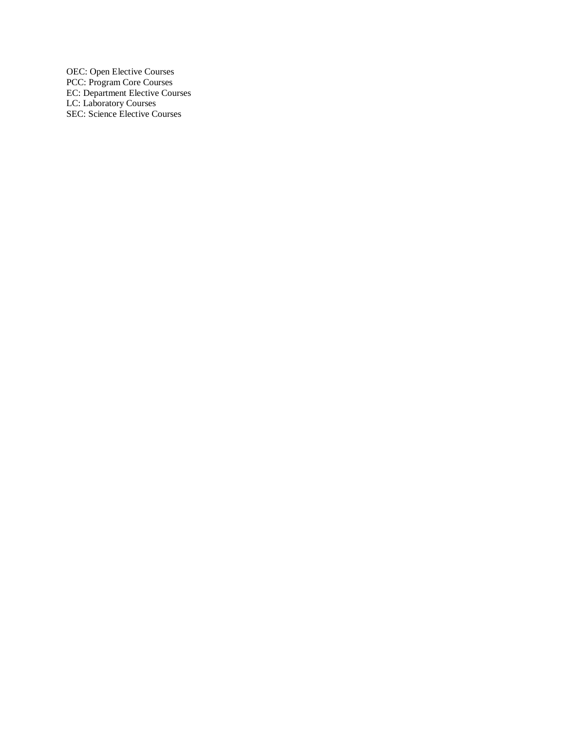OEC: Open Elective Courses
PCC: Program Core Courses
EC: Department Elective Courses
LC: Laboratory Courses
SEC: Science Elective Courses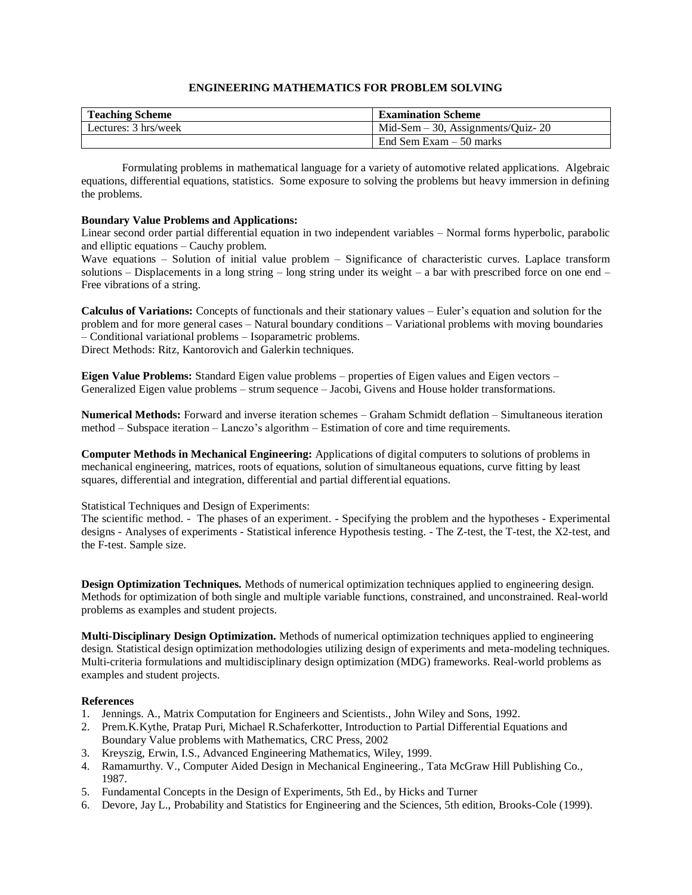# ENGINEERING MATHEMATICS FOR PROBLEM SOLVING

| Teaching Scheme | Examination Scheme |
|---|---|
| Lectures: 3 hrs/week | Mid-Sem – 30, Assignments/Quiz- 20 |
| | End Sem Exam – 50 marks |

Formulating problems in mathematical language for a variety of automotive related applications. Algebraic equations, differential equations, statistics. Some exposure to solving the problems but heavy immersion in defining the problems.

**Boundary Value Problems and Applications:**
Linear second order partial differential equation in two independent variables – Normal forms hyperbolic, parabolic and elliptic equations – Cauchy problem.
Wave equations – Solution of initial value problem – Significance of characteristic curves. Laplace transform solutions – Displacements in a long string – long string under its weight – a bar with prescribed force on one end – Free vibrations of a string.

**Calculus of Variations:** Concepts of functionals and their stationary values – Euler's equation and solution for the problem and for more general cases – Natural boundary conditions – Variational problems with moving boundaries – Conditional variational problems – Isoparametric problems.
Direct Methods: Ritz, Kantorovich and Galerkin techniques.

**Eigen Value Problems:** Standard Eigen value problems – properties of Eigen values and Eigen vectors – Generalized Eigen value problems – strum sequence – Jacobi, Givens and House holder transformations.

**Numerical Methods:** Forward and inverse iteration schemes – Graham Schmidt deflation – Simultaneous iteration method – Subspace iteration – Lanczo's algorithm – Estimation of core and time requirements.

**Computer Methods in Mechanical Engineering:** Applications of digital computers to solutions of problems in mechanical engineering, matrices, roots of equations, solution of simultaneous equations, curve fitting by least squares, differential and integration, differential and partial differential equations.

Statistical Techniques and Design of Experiments:
The scientific method. - The phases of an experiment. - Specifying the problem and the hypotheses - Experimental designs - Analyses of experiments - Statistical inference Hypothesis testing. - The Z-test, the T-test, the X2-test, and the F-test. Sample size.

**Design Optimization Techniques.** Methods of numerical optimization techniques applied to engineering design. Methods for optimization of both single and multiple variable functions, constrained, and unconstrained. Real-world problems as examples and student projects.

**Multi-Disciplinary Design Optimization.** Methods of numerical optimization techniques applied to engineering design. Statistical design optimization methodologies utilizing design of experiments and meta-modeling techniques. Multi-criteria formulations and multidisciplinary design optimization (MDG) frameworks. Real-world problems as examples and student projects.

**References**

1. Jennings. A., Matrix Computation for Engineers and Scientists., John Wiley and Sons, 1992.
2. Prem.K.Kythe, Pratap Puri, Michael R.Schaferkotter, Introduction to Partial Differential Equations and Boundary Value problems with Mathematics, CRC Press, 2002
3. Kreyszig, Erwin, I.S., Advanced Engineering Mathematics, Wiley, 1999.
4. Ramamurthy. V., Computer Aided Design in Mechanical Engineering., Tata McGraw Hill Publishing Co., 1987.
5. Fundamental Concepts in the Design of Experiments, 5th Ed., by Hicks and Turner
6. Devore, Jay L., Probability and Statistics for Engineering and the Sciences, 5th edition, Brooks-Cole (1999).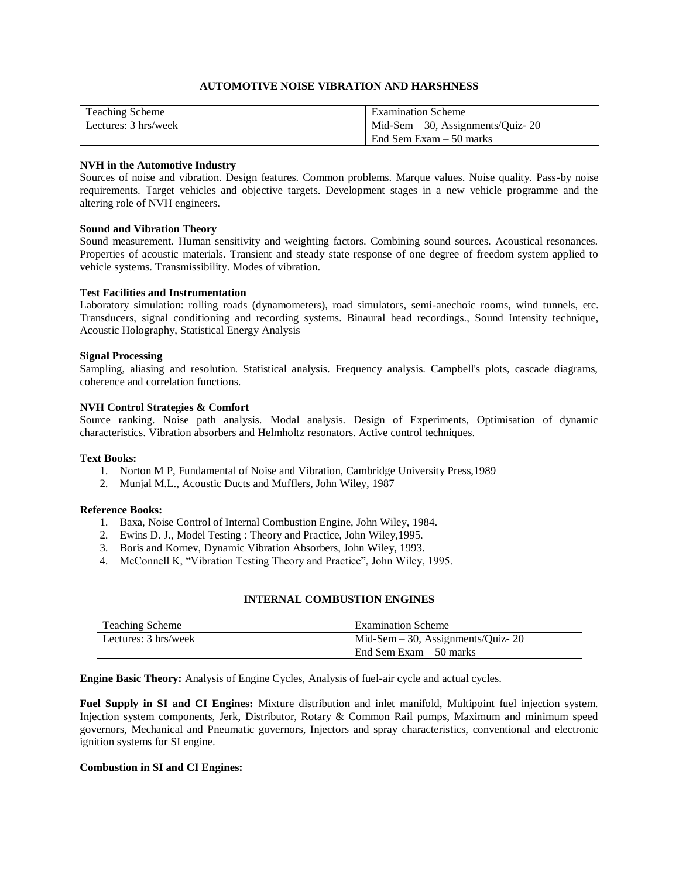## AUTOMOTIVE NOISE VIBRATION AND HARSHNESS

| Teaching Scheme | Examination Scheme |
|---|---|
| Lectures: 3 hrs/week | Mid-Sem – 30, Assignments/Quiz- 20 |
| | End Sem Exam – 50 marks |

**NVH in the Automotive Industry**

Sources of noise and vibration. Design features. Common problems. Marque values. Noise quality. Pass-by noise requirements. Target vehicles and objective targets. Development stages in a new vehicle programme and the altering role of NVH engineers.

**Sound and Vibration Theory**

Sound measurement. Human sensitivity and weighting factors. Combining sound sources. Acoustical resonances. Properties of acoustic materials. Transient and steady state response of one degree of freedom system applied to vehicle systems. Transmissibility. Modes of vibration.

**Test Facilities and Instrumentation**

Laboratory simulation: rolling roads (dynamometers), road simulators, semi-anechoic rooms, wind tunnels, etc. Transducers, signal conditioning and recording systems. Binaural head recordings., Sound Intensity technique, Acoustic Holography, Statistical Energy Analysis

**Signal Processing**

Sampling, aliasing and resolution. Statistical analysis. Frequency analysis. Campbell's plots, cascade diagrams, coherence and correlation functions.

**NVH Control Strategies & Comfort**

Source ranking. Noise path analysis. Modal analysis. Design of Experiments, Optimisation of dynamic characteristics. Vibration absorbers and Helmholtz resonators. Active control techniques.

**Text Books:**

1. Norton M P, Fundamental of Noise and Vibration, Cambridge University Press,1989
2. Munjal M.L., Acoustic Ducts and Mufflers, John Wiley, 1987

**Reference Books:**

1. Baxa, Noise Control of Internal Combustion Engine, John Wiley, 1984.
2. Ewins D. J., Model Testing : Theory and Practice, John Wiley,1995.
3. Boris and Kornev, Dynamic Vibration Absorbers, John Wiley, 1993.
4. McConnell K, "Vibration Testing Theory and Practice", John Wiley, 1995.

## INTERNAL COMBUSTION ENGINES

| Teaching Scheme | Examination Scheme |
|---|---|
| Lectures: 3 hrs/week | Mid-Sem – 30, Assignments/Quiz- 20 |
| | End Sem Exam – 50 marks |

**Engine Basic Theory:** Analysis of Engine Cycles, Analysis of fuel-air cycle and actual cycles.

**Fuel Supply in SI and CI Engines:** Mixture distribution and inlet manifold, Multipoint fuel injection system. Injection system components, Jerk, Distributor, Rotary & Common Rail pumps, Maximum and minimum speed governors, Mechanical and Pneumatic governors, Injectors and spray characteristics, conventional and electronic ignition systems for SI engine.

**Combustion in SI and CI Engines:**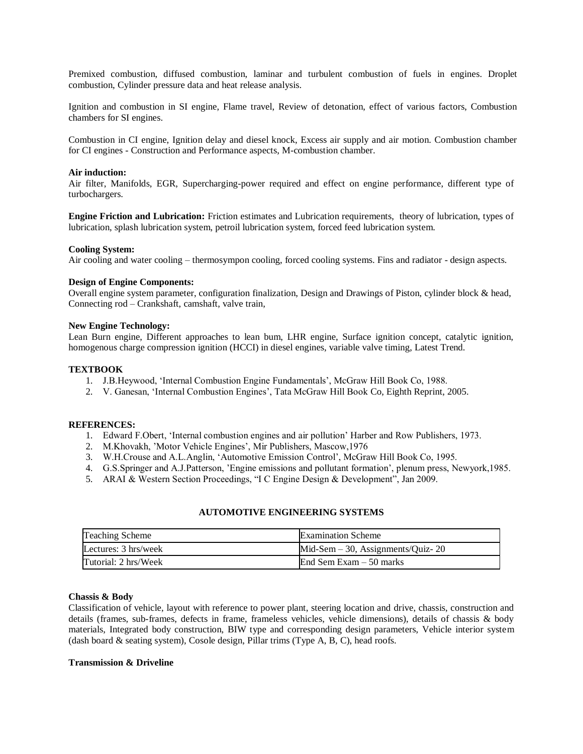Premixed combustion, diffused combustion, laminar and turbulent combustion of fuels in engines. Droplet combustion, Cylinder pressure data and heat release analysis.

Ignition and combustion in SI engine, Flame travel, Review of detonation, effect of various factors, Combustion chambers for SI engines.

Combustion in CI engine, Ignition delay and diesel knock, Excess air supply and air motion. Combustion chamber for CI engines - Construction and Performance aspects, M-combustion chamber.

**Air induction:**
Air filter, Manifolds, EGR, Supercharging-power required and effect on engine performance, different type of turbochargers.

**Engine Friction and Lubrication:** Friction estimates and Lubrication requirements, theory of lubrication, types of lubrication, splash lubrication system, petroil lubrication system, forced feed lubrication system.

**Cooling System:**
Air cooling and water cooling – thermosympon cooling, forced cooling systems. Fins and radiator - design aspects.

**Design of Engine Components:**
Overall engine system parameter, configuration finalization, Design and Drawings of Piston, cylinder block & head, Connecting rod – Crankshaft, camshaft, valve train,

**New Engine Technology:**
Lean Burn engine, Different approaches to lean bum, LHR engine, Surface ignition concept, catalytic ignition, homogenous charge compression ignition (HCCI) in diesel engines, variable valve timing, Latest Trend.

**TEXTBOOK**

1. J.B.Heywood, 'Internal Combustion Engine Fundamentals', McGraw Hill Book Co, 1988.
2. V. Ganesan, 'Internal Combustion Engines', Tata McGraw Hill Book Co, Eighth Reprint, 2005.

**REFERENCES:**

1. Edward F.Obert, 'Internal combustion engines and air pollution' Harber and Row Publishers, 1973.
2. M.Khovakh, 'Motor Vehicle Engines', Mir Publishers, Mascow,1976
3. W.H.Crouse and A.L.Anglin, 'Automotive Emission Control', McGraw Hill Book Co, 1995.
4. G.S.Springer and A.J.Patterson, 'Engine emissions and pollutant formation', plenum press, Newyork,1985.
5. ARAI & Western Section Proceedings, "I C Engine Design & Development", Jan 2009.

## AUTOMOTIVE ENGINEERING SYSTEMS

| Teaching Scheme | Examination Scheme |
|---|---|
| Lectures: 3 hrs/week | Mid-Sem – 30, Assignments/Quiz- 20 |
| Tutorial: 2 hrs/Week | End Sem Exam – 50 marks |

**Chassis & Body**
Classification of vehicle, layout with reference to power plant, steering location and drive, chassis, construction and details (frames, sub-frames, defects in frame, frameless vehicles, vehicle dimensions), details of chassis & body materials, Integrated body construction, BIW type and corresponding design parameters, Vehicle interior system (dash board & seating system), Cosole design, Pillar trims (Type A, B, C), head roofs.

**Transmission & Driveline**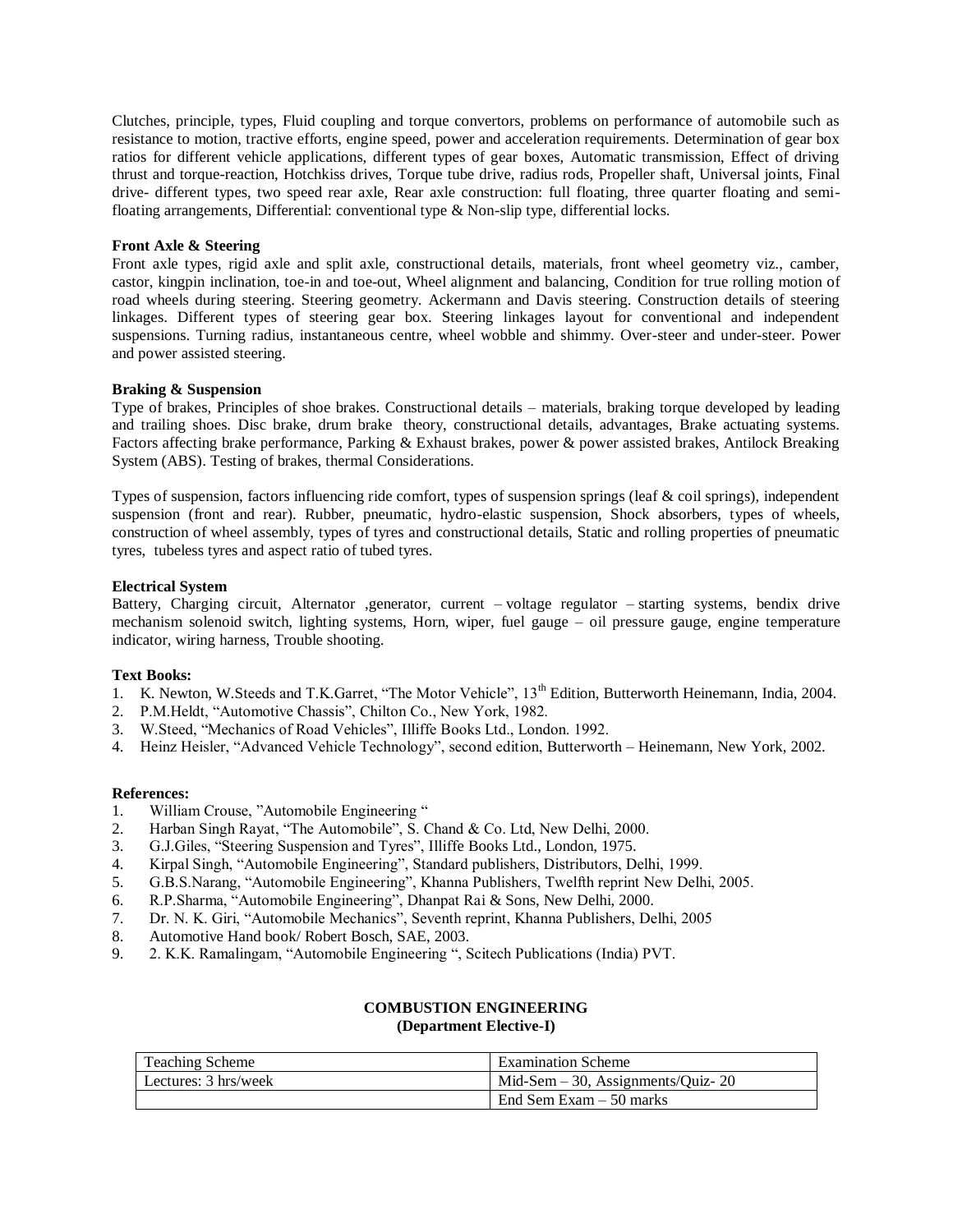Clutches, principle, types, Fluid coupling and torque convertors, problems on performance of automobile such as resistance to motion, tractive efforts, engine speed, power and acceleration requirements. Determination of gear box ratios for different vehicle applications, different types of gear boxes, Automatic transmission, Effect of driving thrust and torque-reaction, Hotchkiss drives, Torque tube drive, radius rods, Propeller shaft, Universal joints, Final drive- different types, two speed rear axle, Rear axle construction: full floating, three quarter floating and semi-floating arrangements, Differential: conventional type & Non-slip type, differential locks.

**Front Axle & Steering**

Front axle types, rigid axle and split axle, constructional details, materials, front wheel geometry viz., camber, castor, kingpin inclination, toe-in and toe-out, Wheel alignment and balancing, Condition for true rolling motion of road wheels during steering. Steering geometry. Ackermann and Davis steering. Construction details of steering linkages. Different types of steering gear box. Steering linkages layout for conventional and independent suspensions. Turning radius, instantaneous centre, wheel wobble and shimmy. Over-steer and under-steer. Power and power assisted steering.

**Braking & Suspension**

Type of brakes, Principles of shoe brakes. Constructional details – materials, braking torque developed by leading and trailing shoes. Disc brake, drum brake theory, constructional details, advantages, Brake actuating systems. Factors affecting brake performance, Parking & Exhaust brakes, power & power assisted brakes, Antilock Breaking System (ABS). Testing of brakes, thermal Considerations.

Types of suspension, factors influencing ride comfort, types of suspension springs (leaf & coil springs), independent suspension (front and rear). Rubber, pneumatic, hydro-elastic suspension, Shock absorbers, types of wheels, construction of wheel assembly, types of tyres and constructional details, Static and rolling properties of pneumatic tyres, tubeless tyres and aspect ratio of tubed tyres.

**Electrical System**

Battery, Charging circuit, Alternator ,generator, current – voltage regulator – starting systems, bendix drive mechanism solenoid switch, lighting systems, Horn, wiper, fuel gauge – oil pressure gauge, engine temperature indicator, wiring harness, Trouble shooting.

**Text Books:**

1. K. Newton, W.Steeds and T.K.Garret, "The Motor Vehicle", 13th Edition, Butterworth Heinemann, India, 2004.
2. P.M.Heldt, "Automotive Chassis", Chilton Co., New York, 1982.
3. W.Steed, "Mechanics of Road Vehicles", Illiffe Books Ltd., London. 1992.
4. Heinz Heisler, "Advanced Vehicle Technology", second edition, Butterworth – Heinemann, New York, 2002.

**References:**

1. William Crouse, "Automobile Engineering "
2. Harban Singh Rayat, "The Automobile", S. Chand & Co. Ltd, New Delhi, 2000.
3. G.J.Giles, "Steering Suspension and Tyres", Illiffe Books Ltd., London, 1975.
4. Kirpal Singh, "Automobile Engineering", Standard publishers, Distributors, Delhi, 1999.
5. G.B.S.Narang, "Automobile Engineering", Khanna Publishers, Twelfth reprint New Delhi, 2005.
6. R.P.Sharma, "Automobile Engineering", Dhanpat Rai & Sons, New Delhi, 2000.
7. Dr. N. K. Giri, "Automobile Mechanics", Seventh reprint, Khanna Publishers, Delhi, 2005
8. Automotive Hand book/ Robert Bosch, SAE, 2003.
9. 2. K.K. Ramalingam, "Automobile Engineering ", Scitech Publications (India) PVT.

## COMBUSTION ENGINEERING
### (Department Elective-I)

| Teaching Scheme | Examination Scheme |
|---|---|
| Lectures: 3 hrs/week | Mid-Sem – 30, Assignments/Quiz- 20 |
| | End Sem Exam – 50 marks |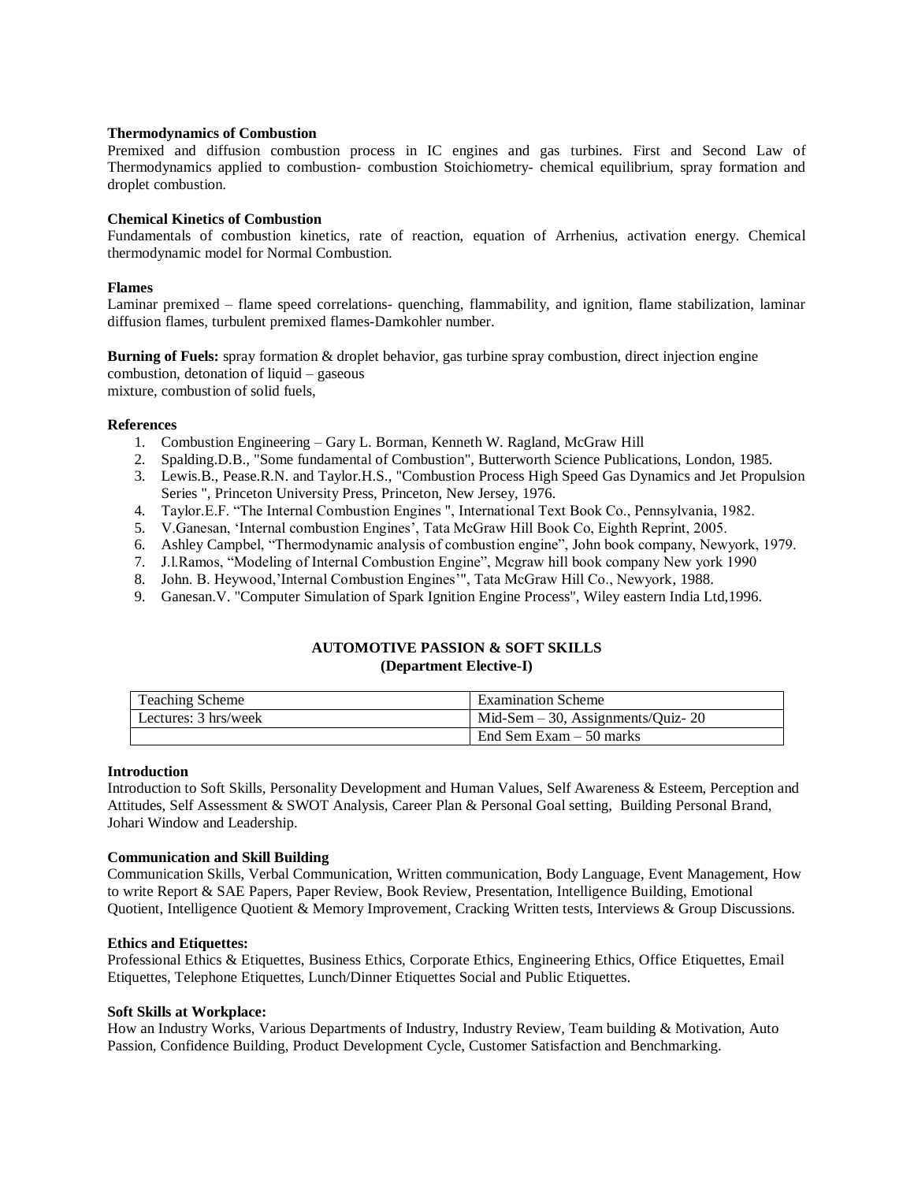**Thermodynamics of Combustion**

Premixed and diffusion combustion process in IC engines and gas turbines. First and Second Law of Thermodynamics applied to combustion- combustion Stoichiometry- chemical equilibrium, spray formation and droplet combustion.

**Chemical Kinetics of Combustion**

Fundamentals of combustion kinetics, rate of reaction, equation of Arrhenius, activation energy. Chemical thermodynamic model for Normal Combustion.

**Flames**

Laminar premixed – flame speed correlations- quenching, flammability, and ignition, flame stabilization, laminar diffusion flames, turbulent premixed flames-Damkohler number.

**Burning of Fuels:** spray formation & droplet behavior, gas turbine spray combustion, direct injection engine combustion, detonation of liquid – gaseous
mixture, combustion of solid fuels,

**References**

1. Combustion Engineering – Gary L. Borman, Kenneth W. Ragland, McGraw Hill
2. Spalding.D.B., "Some fundamental of Combustion", Butterworth Science Publications, London, 1985.
3. Lewis.B., Pease.R.N. and Taylor.H.S., "Combustion Process High Speed Gas Dynamics and Jet Propulsion Series ", Princeton University Press, Princeton, New Jersey, 1976.
4. Taylor.E.F. "The Internal Combustion Engines ", International Text Book Co., Pennsylvania, 1982.
5. V.Ganesan, 'Internal combustion Engines', Tata McGraw Hill Book Co, Eighth Reprint, 2005.
6. Ashley Campbel, "Thermodynamic analysis of combustion engine", John book company, Newyork, 1979.
7. J.l.Ramos, "Modeling of Internal Combustion Engine", Mcgraw hill book company New york 1990
8. John. B. Heywood,'Internal Combustion Engines'", Tata McGraw Hill Co., Newyork, 1988.
9. Ganesan.V. "Computer Simulation of Spark Ignition Engine Process", Wiley eastern India Ltd,1996.

## AUTOMOTIVE PASSION & SOFT SKILLS
### (Department Elective-I)

| Teaching Scheme | Examination Scheme |
|---|---|
| Lectures: 3 hrs/week | Mid-Sem – 30, Assignments/Quiz- 20 |
| | End Sem Exam – 50 marks |

**Introduction**

Introduction to Soft Skills, Personality Development and Human Values, Self Awareness & Esteem, Perception and Attitudes, Self Assessment & SWOT Analysis, Career Plan & Personal Goal setting, Building Personal Brand, Johari Window and Leadership.

**Communication and Skill Building**

Communication Skills, Verbal Communication, Written communication, Body Language, Event Management, How to write Report & SAE Papers, Paper Review, Book Review, Presentation, Intelligence Building, Emotional Quotient, Intelligence Quotient & Memory Improvement, Cracking Written tests, Interviews & Group Discussions.

**Ethics and Etiquettes:**

Professional Ethics & Etiquettes, Business Ethics, Corporate Ethics, Engineering Ethics, Office Etiquettes, Email Etiquettes, Telephone Etiquettes, Lunch/Dinner Etiquettes Social and Public Etiquettes.

**Soft Skills at Workplace:**

How an Industry Works, Various Departments of Industry, Industry Review, Team building & Motivation, Auto Passion, Confidence Building, Product Development Cycle, Customer Satisfaction and Benchmarking.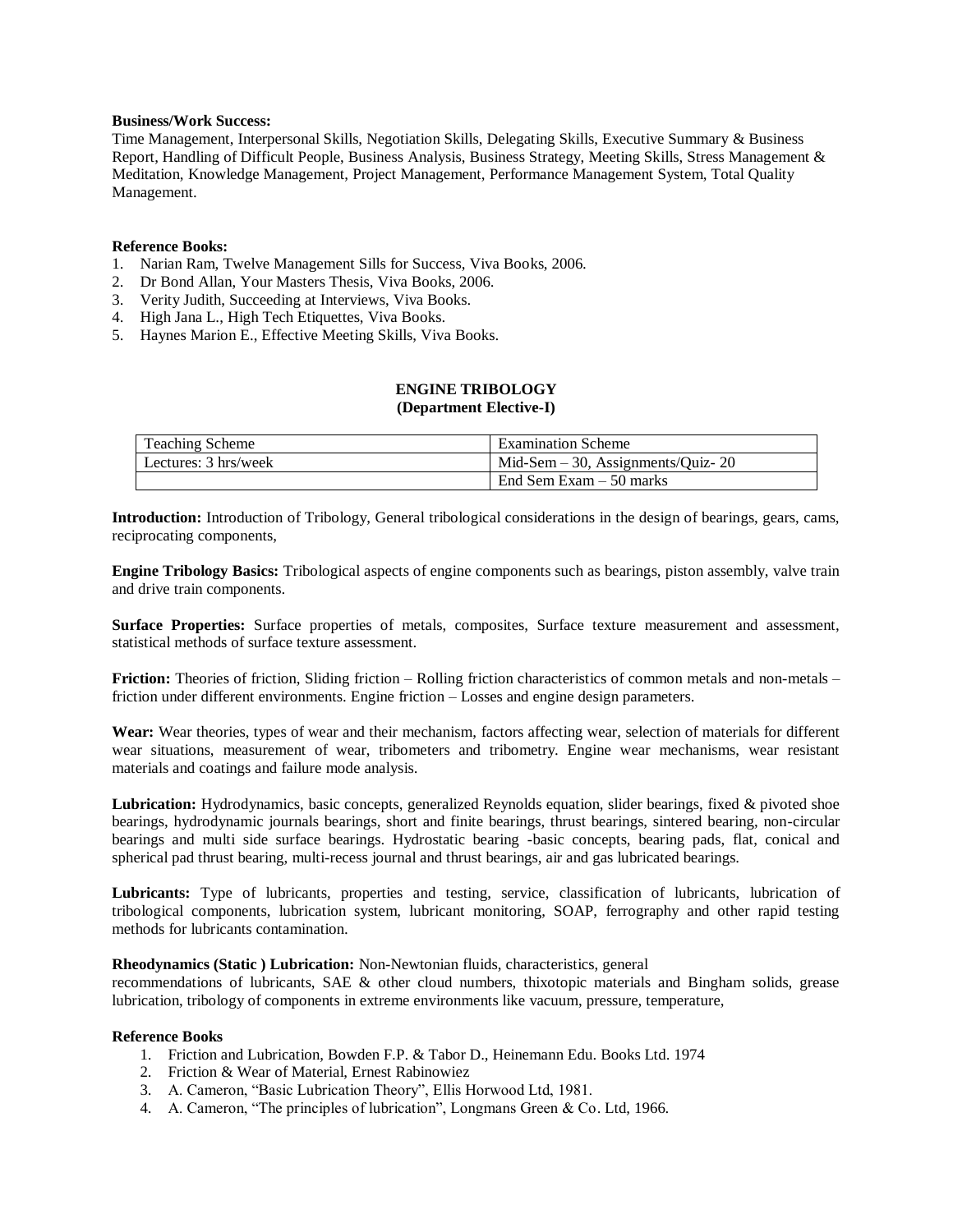**Business/Work Success:**
Time Management, Interpersonal Skills, Negotiation Skills, Delegating Skills, Executive Summary & Business Report, Handling of Difficult People, Business Analysis, Business Strategy, Meeting Skills, Stress Management & Meditation, Knowledge Management, Project Management, Performance Management System, Total Quality Management.

**Reference Books:**

1. Narian Ram, Twelve Management Sills for Success, Viva Books, 2006.
2. Dr Bond Allan, Your Masters Thesis, Viva Books, 2006.
3. Verity Judith, Succeeding at Interviews, Viva Books.
4. High Jana L., High Tech Etiquettes, Viva Books.
5. Haynes Marion E., Effective Meeting Skills, Viva Books.

## ENGINE TRIBOLOGY
### (Department Elective-I)

| Teaching Scheme | Examination Scheme |
|---|---|
| Lectures: 3 hrs/week | Mid-Sem – 30, Assignments/Quiz- 20 |
| | End Sem Exam – 50 marks |

**Introduction:** Introduction of Tribology, General tribological considerations in the design of bearings, gears, cams, reciprocating components,

**Engine Tribology Basics:** Tribological aspects of engine components such as bearings, piston assembly, valve train and drive train components.

**Surface Properties:** Surface properties of metals, composites, Surface texture measurement and assessment, statistical methods of surface texture assessment.

**Friction:** Theories of friction, Sliding friction – Rolling friction characteristics of common metals and non-metals – friction under different environments. Engine friction – Losses and engine design parameters.

**Wear:** Wear theories, types of wear and their mechanism, factors affecting wear, selection of materials for different wear situations, measurement of wear, tribometers and tribometry. Engine wear mechanisms, wear resistant materials and coatings and failure mode analysis.

**Lubrication:** Hydrodynamics, basic concepts, generalized Reynolds equation, slider bearings, fixed & pivoted shoe bearings, hydrodynamic journals bearings, short and finite bearings, thrust bearings, sintered bearing, non-circular bearings and multi side surface bearings. Hydrostatic bearing -basic concepts, bearing pads, flat, conical and spherical pad thrust bearing, multi-recess journal and thrust bearings, air and gas lubricated bearings.

**Lubricants:** Type of lubricants, properties and testing, service, classification of lubricants, lubrication of tribological components, lubrication system, lubricant monitoring, SOAP, ferrography and other rapid testing methods for lubricants contamination.

**Rheodynamics (Static ) Lubrication:** Non-Newtonian fluids, characteristics, general recommendations of lubricants, SAE & other cloud numbers, thixotopic materials and Bingham solids, grease lubrication, tribology of components in extreme environments like vacuum, pressure, temperature,

**Reference Books**

1. Friction and Lubrication, Bowden F.P. & Tabor D., Heinemann Edu. Books Ltd. 1974
2. Friction & Wear of Material, Ernest Rabinowiez
3. A. Cameron, "Basic Lubrication Theory", Ellis Horwood Ltd, 1981.
4. A. Cameron, "The principles of lubrication", Longmans Green & Co. Ltd, 1966.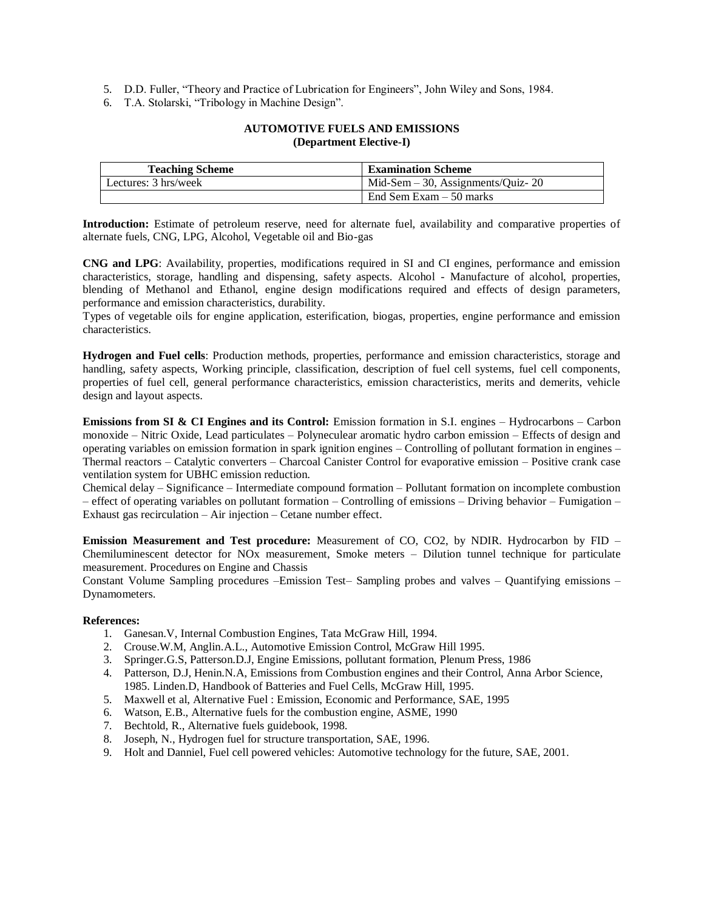5. D.D. Fuller, “Theory and Practice of Lubrication for Engineers”, John Wiley and Sons, 1984.
6. T.A. Stolarski, “Tribology in Machine Design”.

## AUTOMOTIVE FUELS AND EMISSIONS
### (Department Elective-I)

| Teaching Scheme | Examination Scheme |
|---|---|
| Lectures: 3 hrs/week | Mid-Sem – 30, Assignments/Quiz- 20 |
| | End Sem Exam – 50 marks |

**Introduction:** Estimate of petroleum reserve, need for alternate fuel, availability and comparative properties of alternate fuels, CNG, LPG, Alcohol, Vegetable oil and Bio-gas

**CNG and LPG**: Availability, properties, modifications required in SI and CI engines, performance and emission characteristics, storage, handling and dispensing, safety aspects. Alcohol - Manufacture of alcohol, properties, blending of Methanol and Ethanol, engine design modifications required and effects of design parameters, performance and emission characteristics, durability.

Types of vegetable oils for engine application, esterification, biogas, properties, engine performance and emission characteristics.

**Hydrogen and Fuel cells**: Production methods, properties, performance and emission characteristics, storage and handling, safety aspects, Working principle, classification, description of fuel cell systems, fuel cell components, properties of fuel cell, general performance characteristics, emission characteristics, merits and demerits, vehicle design and layout aspects.

**Emissions from SI & CI Engines and its Control:** Emission formation in S.I. engines – Hydrocarbons – Carbon monoxide – Nitric Oxide, Lead particulates – Polyneculear aromatic hydro carbon emission – Effects of design and operating variables on emission formation in spark ignition engines – Controlling of pollutant formation in engines – Thermal reactors – Catalytic converters – Charcoal Canister Control for evaporative emission – Positive crank case ventilation system for UBHC emission reduction.

Chemical delay – Significance – Intermediate compound formation – Pollutant formation on incomplete combustion – effect of operating variables on pollutant formation – Controlling of emissions – Driving behavior – Fumigation – Exhaust gas recirculation – Air injection – Cetane number effect.

**Emission Measurement and Test procedure:** Measurement of CO, CO2, by NDIR. Hydrocarbon by FID – Chemiluminescent detector for NOx measurement, Smoke meters – Dilution tunnel technique for particulate measurement. Procedures on Engine and Chassis

Constant Volume Sampling procedures –Emission Test– Sampling probes and valves – Quantifying emissions – Dynamometers.

**References:**

1. Ganesan.V, Internal Combustion Engines, Tata McGraw Hill, 1994.
2. Crouse.W.M, Anglin.A.L., Automotive Emission Control, McGraw Hill 1995.
3. Springer.G.S, Patterson.D.J, Engine Emissions, pollutant formation, Plenum Press, 1986
4. Patterson, D.J, Henin.N.A, Emissions from Combustion engines and their Control, Anna Arbor Science, 1985. Linden.D, Handbook of Batteries and Fuel Cells, McGraw Hill, 1995.
5. Maxwell et al, Alternative Fuel : Emission, Economic and Performance, SAE, 1995
6. Watson, E.B., Alternative fuels for the combustion engine, ASME, 1990
7. Bechtold, R., Alternative fuels guidebook, 1998.
8. Joseph, N., Hydrogen fuel for structure transportation, SAE, 1996.
9. Holt and Danniel, Fuel cell powered vehicles: Automotive technology for the future, SAE, 2001.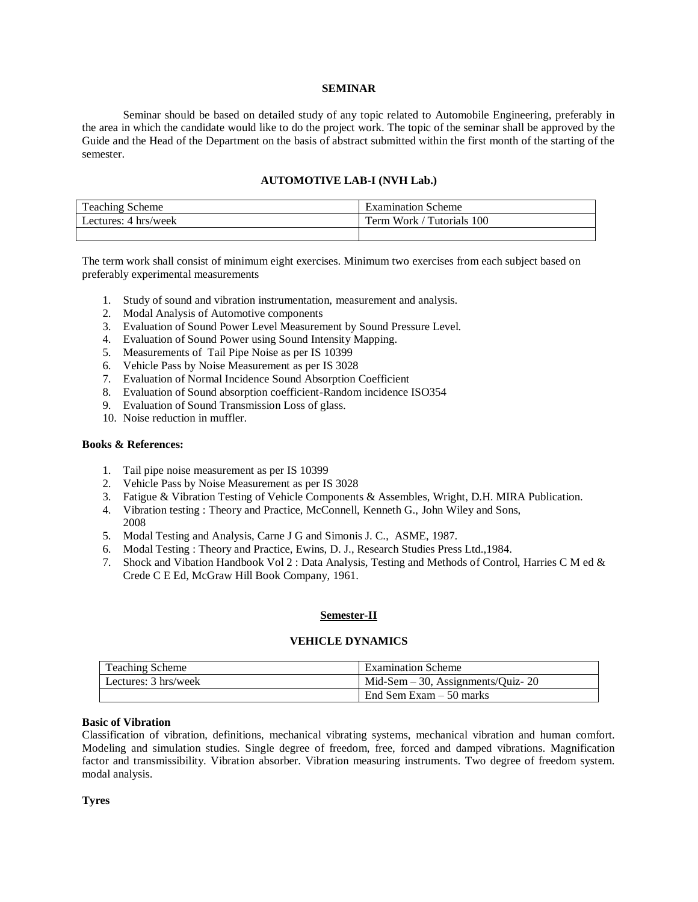## SEMINAR

Seminar should be based on detailed study of any topic related to Automobile Engineering, preferably in the area in which the candidate would like to do the project work. The topic of the seminar shall be approved by the Guide and the Head of the Department on the basis of abstract submitted within the first month of the starting of the semester.

## AUTOMOTIVE LAB-I (NVH Lab.)

| Teaching Scheme | Examination Scheme |
|---|---|
| Lectures: 4 hrs/week | Term Work / Tutorials 100 |
| | |

The term work shall consist of minimum eight exercises. Minimum two exercises from each subject based on preferably experimental measurements

1. Study of sound and vibration instrumentation, measurement and analysis.
2. Modal Analysis of Automotive components
3. Evaluation of Sound Power Level Measurement by Sound Pressure Level.
4. Evaluation of Sound Power using Sound Intensity Mapping.
5. Measurements of Tail Pipe Noise as per IS 10399
6. Vehicle Pass by Noise Measurement as per IS 3028
7. Evaluation of Normal Incidence Sound Absorption Coefficient
8. Evaluation of Sound absorption coefficient-Random incidence ISO354
9. Evaluation of Sound Transmission Loss of glass.
10. Noise reduction in muffler.

**Books & References:**

1. Tail pipe noise measurement as per IS 10399
2. Vehicle Pass by Noise Measurement as per IS 3028
3. Fatigue & Vibration Testing of Vehicle Components & Assembles, Wright, D.H. MIRA Publication.
4. Vibration testing : Theory and Practice, McConnell, Kenneth G., John Wiley and Sons, 2008
5. Modal Testing and Analysis, Carne J G and Simonis J. C., ASME, 1987.
6. Modal Testing : Theory and Practice, Ewins, D. J., Research Studies Press Ltd.,1984.
7. Shock and Vibration Handbook Vol 2 : Data Analysis, Testing and Methods of Control, Harries C M ed & Crede C E Ed, McGraw Hill Book Company, 1961.

## Semester-II

## VEHICLE DYNAMICS

| Teaching Scheme | Examination Scheme |
|---|---|
| Lectures: 3 hrs/week | Mid-Sem – 30, Assignments/Quiz- 20 |
| | End Sem Exam – 50 marks |

**Basic of Vibration**

Classification of vibration, definitions, mechanical vibrating systems, mechanical vibration and human comfort. Modeling and simulation studies. Single degree of freedom, free, forced and damped vibrations. Magnification factor and transmissibility. Vibration absorber. Vibration measuring instruments. Two degree of freedom system. modal analysis.

**Tyres**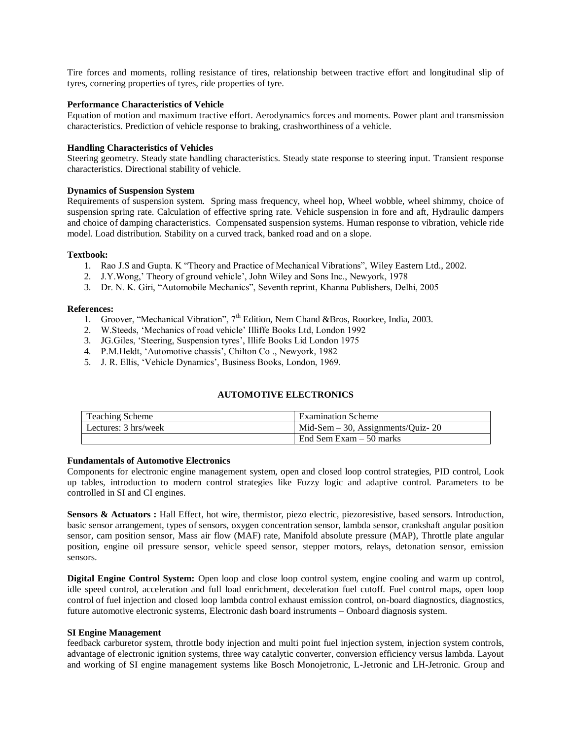Tire forces and moments, rolling resistance of tires, relationship between tractive effort and longitudinal slip of tyres, cornering properties of tyres, ride properties of tyre.

**Performance Characteristics of Vehicle**

Equation of motion and maximum tractive effort. Aerodynamics forces and moments. Power plant and transmission characteristics. Prediction of vehicle response to braking, crashworthiness of a vehicle.

**Handling Characteristics of Vehicles**

Steering geometry. Steady state handling characteristics. Steady state response to steering input. Transient response characteristics. Directional stability of vehicle.

**Dynamics of Suspension System**

Requirements of suspension system. Spring mass frequency, wheel hop, Wheel wobble, wheel shimmy, choice of suspension spring rate. Calculation of effective spring rate. Vehicle suspension in fore and aft, Hydraulic dampers and choice of damping characteristics. Compensated suspension systems. Human response to vibration, vehicle ride model. Load distribution. Stability on a curved track, banked road and on a slope.

**Textbook:**

1. Rao J.S and Gupta. K "Theory and Practice of Mechanical Vibrations", Wiley Eastern Ltd., 2002.
2. J.Y.Wong,' Theory of ground vehicle', John Wiley and Sons Inc., Newyork, 1978
3. Dr. N. K. Giri, "Automobile Mechanics", Seventh reprint, Khanna Publishers, Delhi, 2005

**References:**

1. Groover, "Mechanical Vibration", 7th Edition, Nem Chand &Bros, Roorkee, India, 2003.
2. W.Steeds, 'Mechanics of road vehicle' Illiffe Books Ltd, London 1992
3. JG.Giles, 'Steering, Suspension tyres', Illife Books Lid London 1975
4. P.M.Heldt, 'Automotive chassis', Chilton Co ., Newyork, 1982
5. J. R. Ellis, 'Vehicle Dynamics', Business Books, London, 1969.

## AUTOMOTIVE ELECTRONICS

| Teaching Scheme | Examination Scheme |
|---|---|
| Lectures: 3 hrs/week | Mid-Sem – 30, Assignments/Quiz- 20 |
| | End Sem Exam – 50 marks |

**Fundamentals of Automotive Electronics**

Components for electronic engine management system, open and closed loop control strategies, PID control, Look up tables, introduction to modern control strategies like Fuzzy logic and adaptive control. Parameters to be controlled in SI and CI engines.

**Sensors & Actuators :** Hall Effect, hot wire, thermistor, piezo electric, piezoresistive, based sensors. Introduction, basic sensor arrangement, types of sensors, oxygen concentration sensor, lambda sensor, crankshaft angular position sensor, cam position sensor, Mass air flow (MAF) rate, Manifold absolute pressure (MAP), Throttle plate angular position, engine oil pressure sensor, vehicle speed sensor, stepper motors, relays, detonation sensor, emission sensors.

**Digital Engine Control System:** Open loop and close loop control system, engine cooling and warm up control, idle speed control, acceleration and full load enrichment, deceleration fuel cutoff. Fuel control maps, open loop control of fuel injection and closed loop lambda control exhaust emission control, on-board diagnostics, diagnostics, future automotive electronic systems, Electronic dash board instruments – Onboard diagnosis system.

**SI Engine Management**

feedback carburetor system, throttle body injection and multi point fuel injection system, injection system controls, advantage of electronic ignition systems, three way catalytic converter, conversion efficiency versus lambda. Layout and working of SI engine management systems like Bosch Monojetronic, L-Jetronic and LH-Jetronic. Group and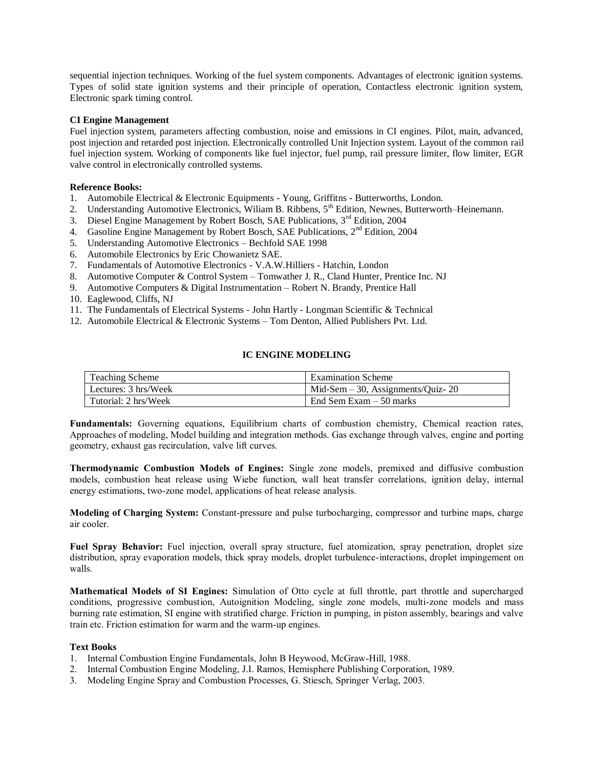sequential injection techniques. Working of the fuel system components. Advantages of electronic ignition systems. Types of solid state ignition systems and their principle of operation, Contactless electronic ignition system, Electronic spark timing control.

**CI Engine Management**

Fuel injection system, parameters affecting combustion, noise and emissions in CI engines. Pilot, main, advanced, post injection and retarded post injection. Electronically controlled Unit Injection system. Layout of the common rail fuel injection system. Working of components like fuel injector, fuel pump, rail pressure limiter, flow limiter, EGR valve control in electronically controlled systems.

**Reference Books:**

1. Automobile Electrical & Electronic Equipments - Young, Griffitns - Butterworths, London.
2. Understanding Automotive Electronics, Wiliam B. Ribbens, 5th Edition, Newnes, Butterworth–Heinemann.
3. Diesel Engine Management by Robert Bosch, SAE Publications, 3rd Edition, 2004
4. Gasoline Engine Management by Robert Bosch, SAE Publications, 2nd Edition, 2004
5. Understanding Automotive Electronics – Bechfold SAE 1998
6. Automobile Electronics by Eric Chowanietz SAE.
7. Fundamentals of Automotive Electronics - V.A.W.Hilliers - Hatchin, London
8. Automotive Computer & Control System – Tomwather J. R., Cland Hunter, Prentice Inc. NJ
9. Automotive Computers & Digital Instrumentation – Robert N. Brandy, Prentice Hall
10. Eaglewood, Cliffs, NJ
11. The Fundamentals of Electrical Systems - John Hartly - Longman Scientific & Technical
12. Automobile Electrical & Electronic Systems – Tom Denton, Allied Publishers Pvt. Ltd.

## IC ENGINE MODELING

| Teaching Scheme | Examination Scheme |
|---|---|
| Lectures: 3 hrs/Week | Mid-Sem – 30, Assignments/Quiz- 20 |
| Tutorial: 2 hrs/Week | End Sem Exam – 50 marks |

**Fundamentals:** Governing equations, Equilibrium charts of combustion chemistry, Chemical reaction rates, Approaches of modeling, Model building and integration methods. Gas exchange through valves, engine and porting geometry, exhaust gas recirculation, valve lift curves.

**Thermodynamic Combustion Models of Engines:** Single zone models, premixed and diffusive combustion models, combustion heat release using Wiebe function, wall heat transfer correlations, ignition delay, internal energy estimations, two-zone model, applications of heat release analysis.

**Modeling of Charging System:** Constant-pressure and pulse turbocharging, compressor and turbine maps, charge air cooler.

**Fuel Spray Behavior:** Fuel injection, overall spray structure, fuel atomization, spray penetration, droplet size distribution, spray evaporation models, thick spray models, droplet turbulence-interactions, droplet impingement on walls.

**Mathematical Models of SI Engines:** Simulation of Otto cycle at full throttle, part throttle and supercharged conditions, progressive combustion, Autoignition Modeling, single zone models, multi-zone models and mass burning rate estimation, SI engine with stratified charge. Friction in pumping, in piston assembly, bearings and valve train etc. Friction estimation for warm and the warm-up engines.

**Text Books**

1. Internal Combustion Engine Fundamentals, John B Heywood, McGraw-Hill, 1988.
2. Internal Combustion Engine Modeling, J.I. Ramos, Hemisphere Publishing Corporation, 1989.
3. Modeling Engine Spray and Combustion Processes, G. Stiesch, Springer Verlag, 2003.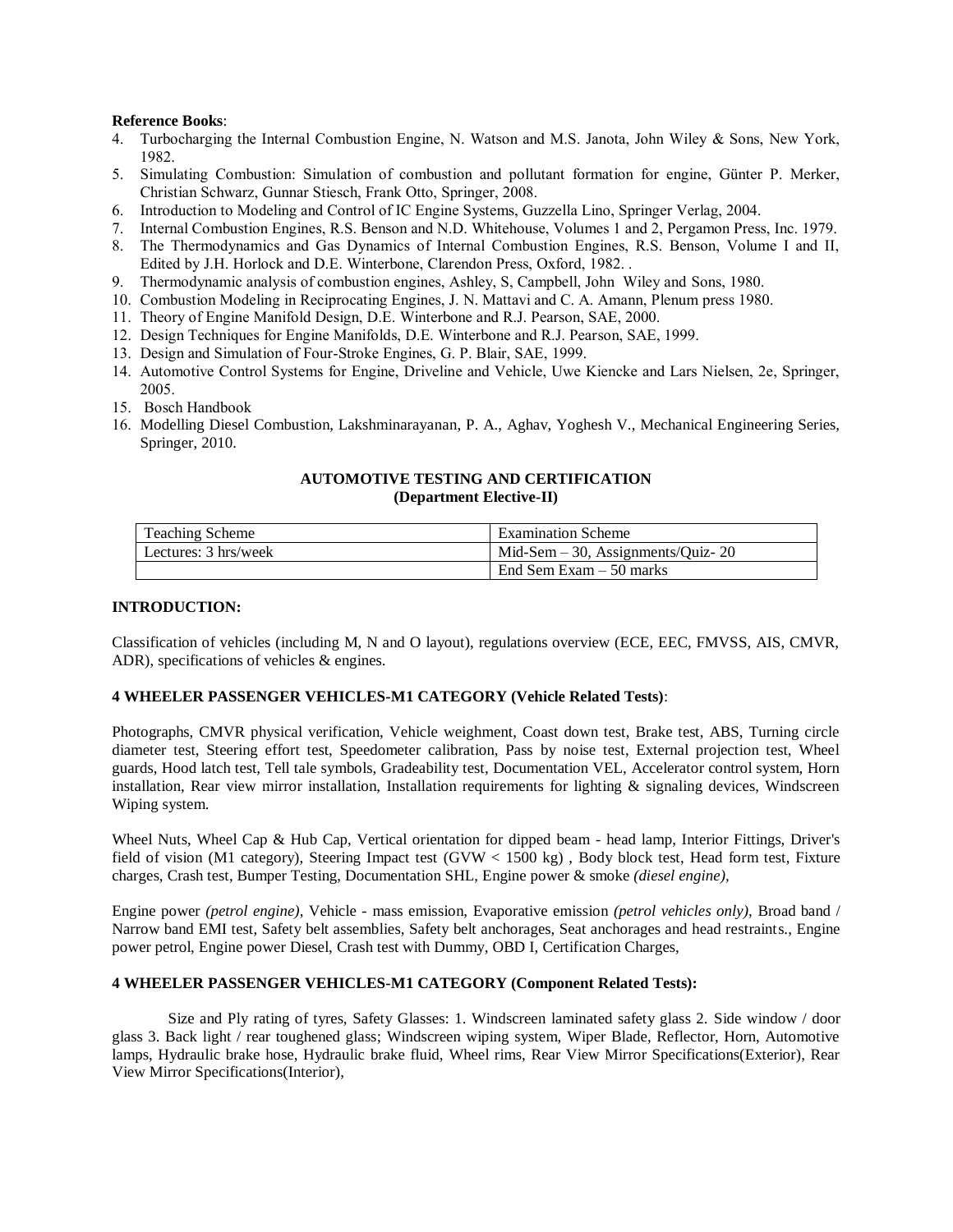**Reference Books**:

4. Turbocharging the Internal Combustion Engine, N. Watson and M.S. Janota, John Wiley & Sons, New York, 1982.
5. Simulating Combustion: Simulation of combustion and pollutant formation for engine, Günter P. Merker, Christian Schwarz, Gunnar Stiesch, Frank Otto, Springer, 2008.
6. Introduction to Modeling and Control of IC Engine Systems, Guzzella Lino, Springer Verlag, 2004.
7. Internal Combustion Engines, R.S. Benson and N.D. Whitehouse, Volumes 1 and 2, Pergamon Press, Inc. 1979.
8. The Thermodynamics and Gas Dynamics of Internal Combustion Engines, R.S. Benson, Volume I and II, Edited by J.H. Horlock and D.E. Winterbone, Clarendon Press, Oxford, 1982. .
9. Thermodynamic analysis of combustion engines, Ashley, S, Campbell, John Wiley and Sons, 1980.
10. Combustion Modeling in Reciprocating Engines, J. N. Mattavi and C. A. Amann, Plenum press 1980.
11. Theory of Engine Manifold Design, D.E. Winterbone and R.J. Pearson, SAE, 2000.
12. Design Techniques for Engine Manifolds, D.E. Winterbone and R.J. Pearson, SAE, 1999.
13. Design and Simulation of Four-Stroke Engines, G. P. Blair, SAE, 1999.
14. Automotive Control Systems for Engine, Driveline and Vehicle, Uwe Kiencke and Lars Nielsen, 2e, Springer, 2005.
15. Bosch Handbook
16. Modelling Diesel Combustion, Lakshminarayanan, P. A., Aghav, Yoghesh V., Mechanical Engineering Series, Springer, 2010.

## AUTOMOTIVE TESTING AND CERTIFICATION
### (Department Elective-II)

| Teaching Scheme | Examination Scheme |
|---|---|
| Lectures: 3 hrs/week | Mid-Sem – 30, Assignments/Quiz- 20 |
| | End Sem Exam – 50 marks |

**INTRODUCTION:**

Classification of vehicles (including M, N and O layout), regulations overview (ECE, EEC, FMVSS, AIS, CMVR, ADR), specifications of vehicles & engines.

**4 WHEELER PASSENGER VEHICLES-M1 CATEGORY (Vehicle Related Tests)**:

Photographs, CMVR physical verification, Vehicle weighment, Coast down test, Brake test, ABS, Turning circle diameter test, Steering effort test, Speedometer calibration, Pass by noise test, External projection test, Wheel guards, Hood latch test, Tell tale symbols, Gradeability test, Documentation VEL, Accelerator control system, Horn installation, Rear view mirror installation, Installation requirements for lighting & signaling devices, Windscreen Wiping system.

Wheel Nuts, Wheel Cap & Hub Cap, Vertical orientation for dipped beam - head lamp, Interior Fittings, Driver's field of vision (M1 category), Steering Impact test (GVW < 1500 kg) , Body block test, Head form test, Fixture charges, Crash test, Bumper Testing, Documentation SHL, Engine power & smoke *(diesel engine),*

Engine power *(petrol engine),* Vehicle - mass emission, Evaporative emission *(petrol vehicles only),* Broad band / Narrow band EMI test, Safety belt assemblies, Safety belt anchorages, Seat anchorages and head restraints., Engine power petrol, Engine power Diesel, Crash test with Dummy, OBD I, Certification Charges,

**4 WHEELER PASSENGER VEHICLES-M1 CATEGORY (Component Related Tests):**

Size and Ply rating of tyres, Safety Glasses: 1. Windscreen laminated safety glass 2. Side window / door glass 3. Back light / rear toughened glass; Windscreen wiping system, Wiper Blade, Reflector, Horn, Automotive lamps, Hydraulic brake hose, Hydraulic brake fluid, Wheel rims, Rear View Mirror Specifications(Exterior), Rear View Mirror Specifications(Interior),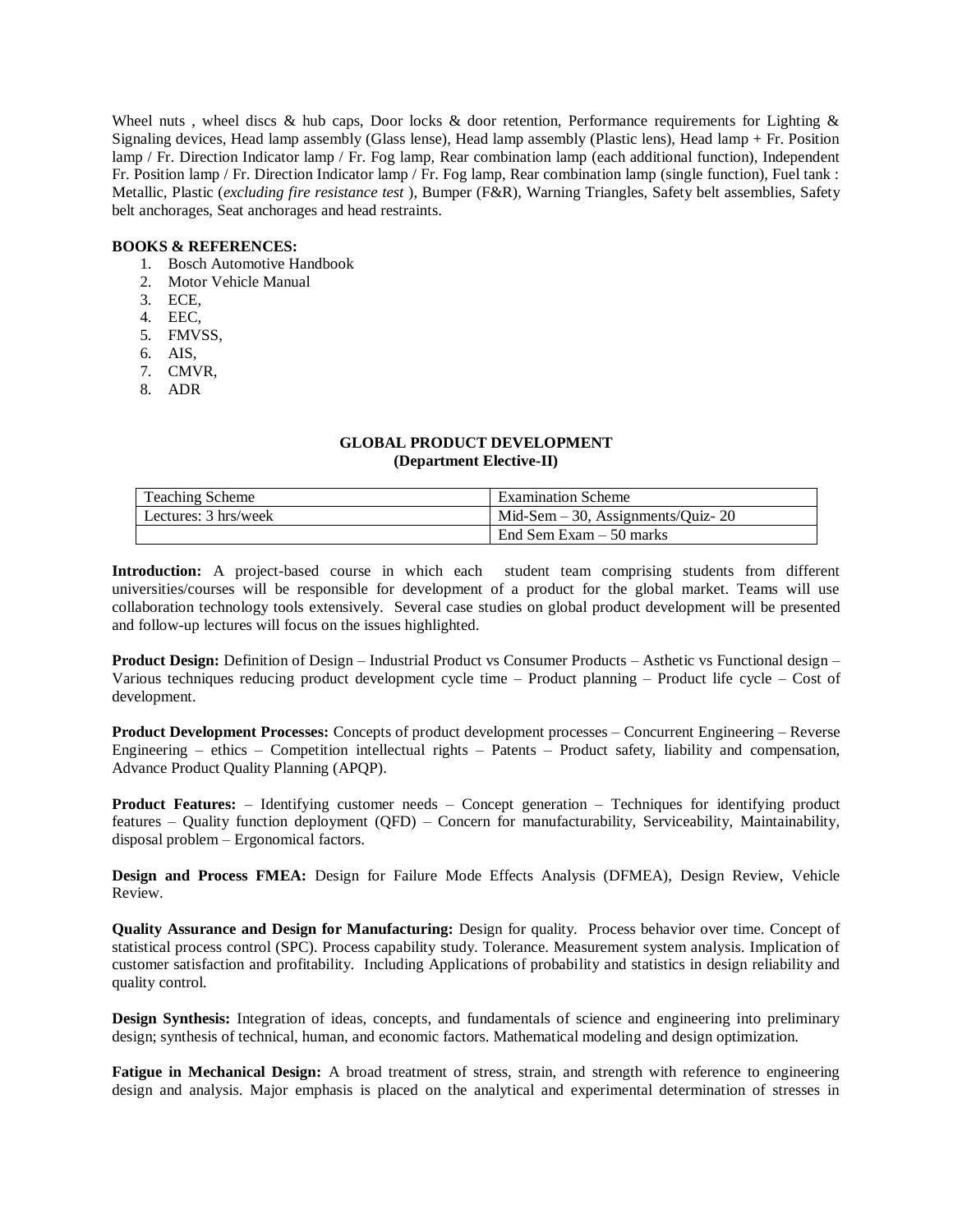Wheel nuts , wheel discs & hub caps, Door locks & door retention, Performance requirements for Lighting & Signaling devices, Head lamp assembly (Glass lense), Head lamp assembly (Plastic lens), Head lamp + Fr. Position lamp / Fr. Direction Indicator lamp / Fr. Fog lamp, Rear combination lamp (each additional function), Independent Fr. Position lamp / Fr. Direction Indicator lamp / Fr. Fog lamp, Rear combination lamp (single function), Fuel tank : Metallic, Plastic (*excluding fire resistance test* ), Bumper (F&R), Warning Triangles, Safety belt assemblies, Safety belt anchorages, Seat anchorages and head restraints.

**BOOKS & REFERENCES:**

1. Bosch Automotive Handbook
2. Motor Vehicle Manual
3. ECE,
4. EEC,
5. FMVSS,
6. AIS,
7. CMVR,
8. ADR

## GLOBAL PRODUCT DEVELOPMENT
### (Department Elective-II)

| Teaching Scheme | Examination Scheme |
|---|---|
| Lectures: 3 hrs/week | Mid-Sem – 30, Assignments/Quiz- 20 |
| | End Sem Exam – 50 marks |

**Introduction:** A project-based course in which each student team comprising students from different universities/courses will be responsible for development of a product for the global market. Teams will use collaboration technology tools extensively. Several case studies on global product development will be presented and follow-up lectures will focus on the issues highlighted.

**Product Design:** Definition of Design – Industrial Product vs Consumer Products – Asthetic vs Functional design – Various techniques reducing product development cycle time – Product planning – Product life cycle – Cost of development.

**Product Development Processes:** Concepts of product development processes – Concurrent Engineering – Reverse Engineering – ethics – Competition intellectual rights – Patents – Product safety, liability and compensation, Advance Product Quality Planning (APQP).

**Product Features:** – Identifying customer needs – Concept generation – Techniques for identifying product features – Quality function deployment (QFD) – Concern for manufacturability, Serviceability, Maintainability, disposal problem – Ergonomical factors.

**Design and Process FMEA:** Design for Failure Mode Effects Analysis (DFMEA), Design Review, Vehicle Review.

**Quality Assurance and Design for Manufacturing:** Design for quality. Process behavior over time. Concept of statistical process control (SPC). Process capability study. Tolerance. Measurement system analysis. Implication of customer satisfaction and profitability. Including Applications of probability and statistics in design reliability and quality control.

**Design Synthesis:** Integration of ideas, concepts, and fundamentals of science and engineering into preliminary design; synthesis of technical, human, and economic factors. Mathematical modeling and design optimization.

**Fatigue in Mechanical Design:** A broad treatment of stress, strain, and strength with reference to engineering design and analysis. Major emphasis is placed on the analytical and experimental determination of stresses in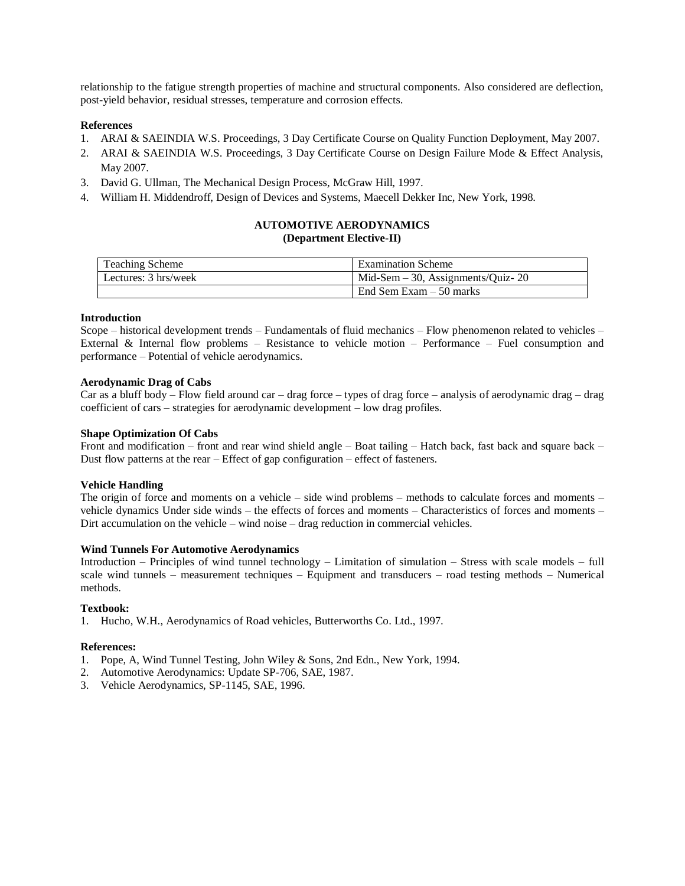relationship to the fatigue strength properties of machine and structural components. Also considered are deflection, post-yield behavior, residual stresses, temperature and corrosion effects.

**References**

1. ARAI & SAEINDIA W.S. Proceedings, 3 Day Certificate Course on Quality Function Deployment, May 2007.
2. ARAI & SAEINDIA W.S. Proceedings, 3 Day Certificate Course on Design Failure Mode & Effect Analysis, May 2007.
3. David G. Ullman, The Mechanical Design Process, McGraw Hill, 1997.
4. William H. Middendroff, Design of Devices and Systems, Maecell Dekker Inc, New York, 1998.

## AUTOMOTIVE AERODYNAMICS
### (Department Elective-II)

| Teaching Scheme | Examination Scheme |
|---|---|
| Lectures: 3 hrs/week | Mid-Sem – 30, Assignments/Quiz- 20 |
| | End Sem Exam – 50 marks |

**Introduction**

Scope – historical development trends – Fundamentals of fluid mechanics – Flow phenomenon related to vehicles – External & Internal flow problems – Resistance to vehicle motion – Performance – Fuel consumption and performance – Potential of vehicle aerodynamics.

**Aerodynamic Drag of Cabs**

Car as a bluff body – Flow field around car – drag force – types of drag force – analysis of aerodynamic drag – drag coefficient of cars – strategies for aerodynamic development – low drag profiles.

**Shape Optimization Of Cabs**

Front and modification – front and rear wind shield angle – Boat tailing – Hatch back, fast back and square back – Dust flow patterns at the rear – Effect of gap configuration – effect of fasteners.

**Vehicle Handling**

The origin of force and moments on a vehicle – side wind problems – methods to calculate forces and moments – vehicle dynamics Under side winds – the effects of forces and moments – Characteristics of forces and moments – Dirt accumulation on the vehicle – wind noise – drag reduction in commercial vehicles.

**Wind Tunnels For Automotive Aerodynamics**

Introduction – Principles of wind tunnel technology – Limitation of simulation – Stress with scale models – full scale wind tunnels – measurement techniques – Equipment and transducers – road testing methods – Numerical methods.

**Textbook:**

1. Hucho, W.H., Aerodynamics of Road vehicles, Butterworths Co. Ltd., 1997.

**References:**

1. Pope, A, Wind Tunnel Testing, John Wiley & Sons, 2nd Edn., New York, 1994.
2. Automotive Aerodynamics: Update SP-706, SAE, 1987.
3. Vehicle Aerodynamics, SP-1145, SAE, 1996.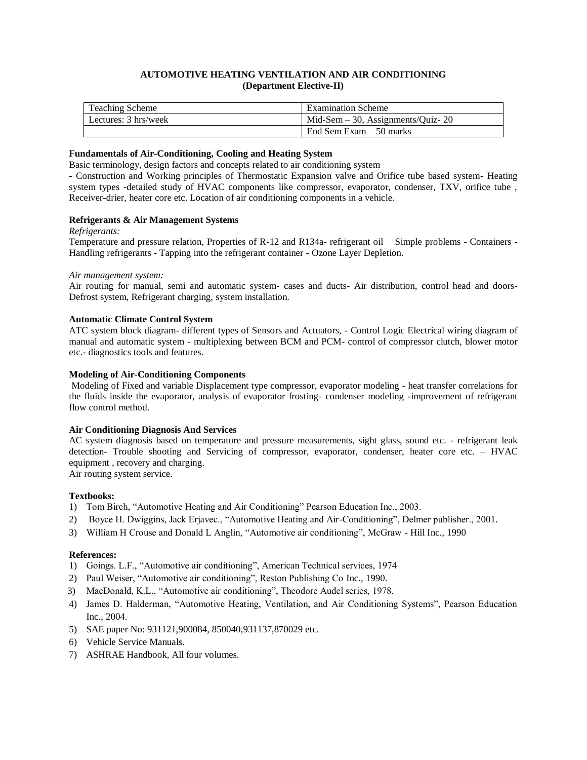## AUTOMOTIVE HEATING VENTILATION AND AIR CONDITIONING
## (Department Elective-II)

| Teaching Scheme | Examination Scheme |
|---|---|
| Lectures: 3 hrs/week | Mid-Sem – 30, Assignments/Quiz- 20 |
| | End Sem Exam – 50 marks |

**Fundamentals of Air-Conditioning, Cooling and Heating System**

Basic terminology, design factors and concepts related to air conditioning system
- Construction and Working principles of Thermostatic Expansion valve and Orifice tube based system- Heating system types -detailed study of HVAC components like compressor, evaporator, condenser, TXV, orifice tube , Receiver-drier, heater core etc. Location of air conditioning components in a vehicle.

**Refrigerants & Air Management Systems**

*Refrigerants:*

Temperature and pressure relation, Properties of R-12 and R134a- refrigerant oil  Simple problems - Containers - Handling refrigerants - Tapping into the refrigerant container - Ozone Layer Depletion.

*Air management system:*

Air routing for manual, semi and automatic system- cases and ducts- Air distribution, control head and doors- Defrost system, Refrigerant charging, system installation.

**Automatic Climate Control System**

ATC system block diagram- different types of Sensors and Actuators, - Control Logic Electrical wiring diagram of manual and automatic system - multiplexing between BCM and PCM- control of compressor clutch, blower motor etc.- diagnostics tools and features.

**Modeling of Air-Conditioning Components**

Modeling of Fixed and variable Displacement type compressor, evaporator modeling - heat transfer correlations for the fluids inside the evaporator, analysis of evaporator frosting- condenser modeling -improvement of refrigerant flow control method.

**Air Conditioning Diagnosis And Services**

AC system diagnosis based on temperature and pressure measurements, sight glass, sound etc. - refrigerant leak detection- Trouble shooting and Servicing of compressor, evaporator, condenser, heater core etc. – HVAC equipment , recovery and charging.
Air routing system service.

**Textbooks:**

1) Tom Birch, “Automotive Heating and Air Conditioning” Pearson Education Inc., 2003.
2) Boyce H. Dwiggins, Jack Erjavec., “Automotive Heating and Air-Conditioning”, Delmer publisher., 2001.
3) William H Crouse and Donald L Anglin, “Automotive air conditioning”, McGraw - Hill Inc., 1990

**References:**

1) Goings. L.F., “Automotive air conditioning”, American Technical services, 1974
2) Paul Weiser, “Automotive air conditioning”, Reston Publishing Co Inc., 1990.
3) MacDonald, K.L., “Automotive air conditioning”, Theodore Audel series, 1978.
4) James D. Halderman, “Automotive Heating, Ventilation, and Air Conditioning Systems”, Pearson Education Inc., 2004.
5) SAE paper No: 931121,900084, 850040,931137,870029 etc.
6) Vehicle Service Manuals.
7) ASHRAE Handbook, All four volumes.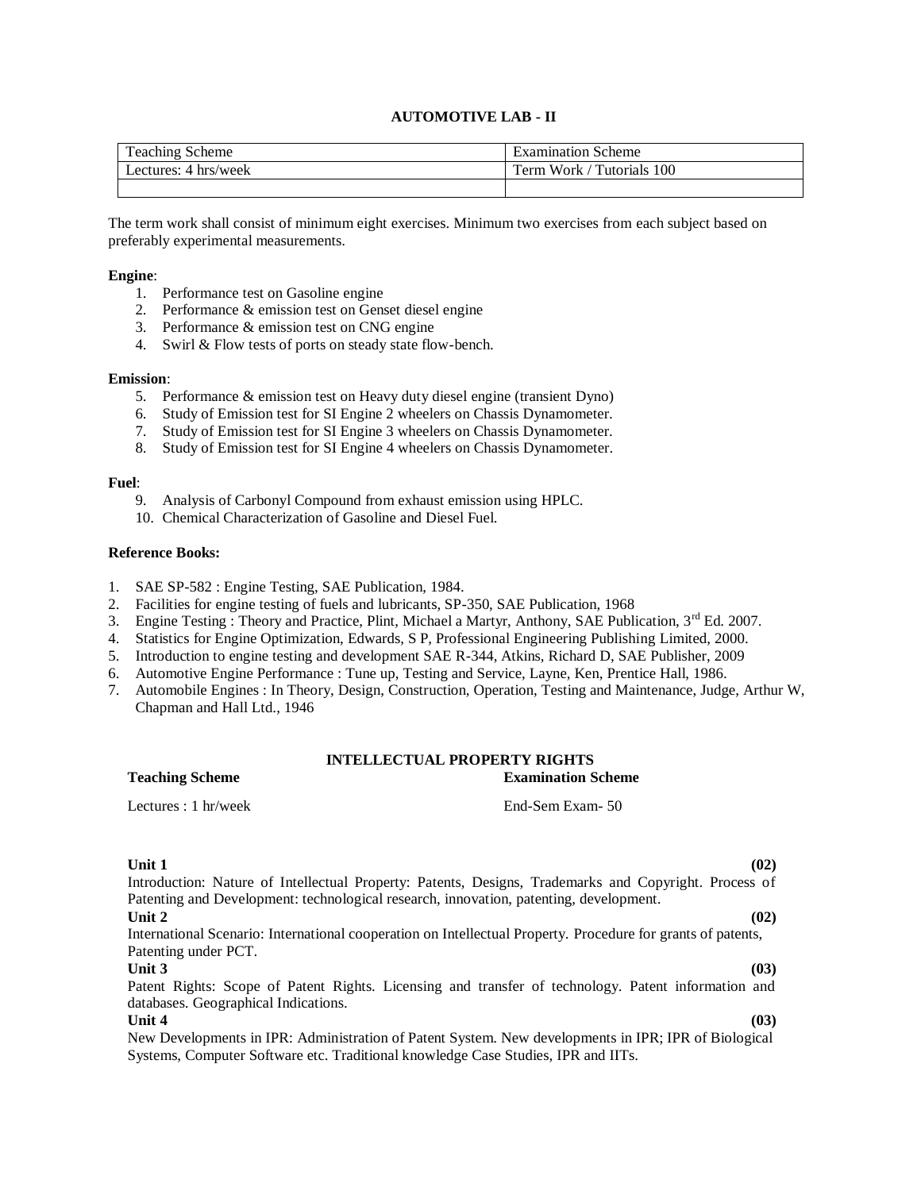## AUTOMOTIVE LAB - II

| Teaching Scheme | Examination Scheme |
| --- | --- |
| Lectures: 4 hrs/week | Term Work / Tutorials 100 |
| | |

The term work shall consist of minimum eight exercises. Minimum two exercises from each subject based on preferably experimental measurements.

**Engine**:

1. Performance test on Gasoline engine
2. Performance & emission test on Genset diesel engine
3. Performance & emission test on CNG engine
4. Swirl & Flow tests of ports on steady state flow-bench.

**Emission**:

5. Performance & emission test on Heavy duty diesel engine (transient Dyno)
6. Study of Emission test for SI Engine 2 wheelers on Chassis Dynamometer.
7. Study of Emission test for SI Engine 3 wheelers on Chassis Dynamometer.
8. Study of Emission test for SI Engine 4 wheelers on Chassis Dynamometer.

**Fuel**:

9. Analysis of Carbonyl Compound from exhaust emission using HPLC.
10. Chemical Characterization of Gasoline and Diesel Fuel.

**Reference Books:**

1. SAE SP-582 : Engine Testing, SAE Publication, 1984.
2. Facilities for engine testing of fuels and lubricants, SP-350, SAE Publication, 1968
3. Engine Testing : Theory and Practice, Plint, Michael a Martyr, Anthony, SAE Publication, 3rd Ed. 2007.
4. Statistics for Engine Optimization, Edwards, S P, Professional Engineering Publishing Limited, 2000.
5. Introduction to engine testing and development SAE R-344, Atkins, Richard D, SAE Publisher, 2009
6. Automotive Engine Performance : Tune up, Testing and Service, Layne, Ken, Prentice Hall, 1986.
7. Automobile Engines : In Theory, Design, Construction, Operation, Testing and Maintenance, Judge, Arthur W, Chapman and Hall Ltd., 1946

## INTELLECTUAL PROPERTY RIGHTS

| **Teaching Scheme** | **Examination Scheme** |
| --- | --- |
| Lectures : 1 hr/week | End-Sem Exam- 50 |

**Unit 1** **(02)**

Introduction: Nature of Intellectual Property: Patents, Designs, Trademarks and Copyright. Process of Patenting and Development: technological research, innovation, patenting, development.

**Unit 2** **(02)**

International Scenario: International cooperation on Intellectual Property. Procedure for grants of patents, Patenting under PCT.

**Unit 3** **(03)**

Patent Rights: Scope of Patent Rights. Licensing and transfer of technology. Patent information and databases. Geographical Indications.

**Unit 4** **(03)**

New Developments in IPR: Administration of Patent System. New developments in IPR; IPR of Biological Systems, Computer Software etc. Traditional knowledge Case Studies, IPR and IITs.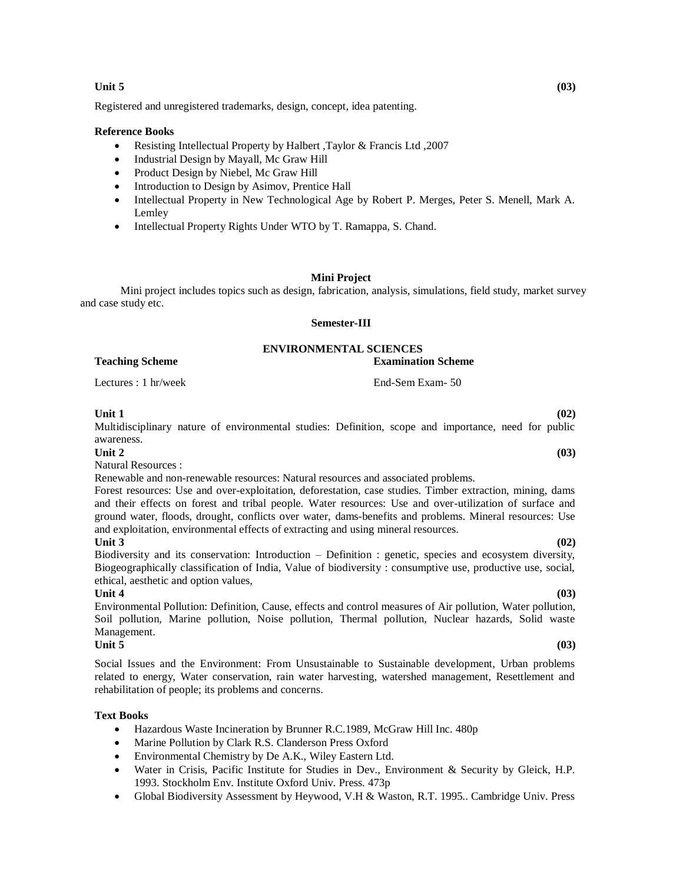**Unit 5** **(03)**

Registered and unregistered trademarks, design, concept, idea patenting.

**Reference Books**

- Resisting Intellectual Property by Halbert ,Taylor & Francis Ltd ,2007
- Industrial Design by Mayall, Mc Graw Hill
- Product Design by Niebel, Mc Graw Hill
- Introduction to Design by Asimov, Prentice Hall
- Intellectual Property in New Technological Age by Robert P. Merges, Peter S. Menell, Mark A. Lemley
- Intellectual Property Rights Under WTO by T. Ramappa, S. Chand.

## Mini Project

Mini project includes topics such as design, fabrication, analysis, simulations, field study, market survey and case study etc.

## Semester-III

## ENVIRONMENTAL SCIENCES

| **Teaching Scheme** | **Examination Scheme** |
|---|---|
| Lectures : 1 hr/week | End-Sem Exam- 50 |

**Unit 1** **(02)**

Multidisciplinary nature of environmental studies: Definition, scope and importance, need for public awareness.

**Unit 2** **(03)**

Natural Resources :

Renewable and non-renewable resources: Natural resources and associated problems.

Forest resources: Use and over-exploitation, deforestation, case studies. Timber extraction, mining, dams and their effects on forest and tribal people. Water resources: Use and over-utilization of surface and ground water, floods, drought, conflicts over water, dams-benefits and problems. Mineral resources: Use and exploitation, environmental effects of extracting and using mineral resources.

**Unit 3** **(02)**

Biodiversity and its conservation: Introduction – Definition : genetic, species and ecosystem diversity, Biogeographically classification of India, Value of biodiversity : consumptive use, productive use, social, ethical, aesthetic and option values,

**Unit 4** **(03)**

Environmental Pollution: Definition, Cause, effects and control measures of Air pollution, Water pollution, Soil pollution, Marine pollution, Noise pollution, Thermal pollution, Nuclear hazards, Solid waste Management.

**Unit 5** **(03)**

Social Issues and the Environment: From Unsustainable to Sustainable development, Urban problems related to energy, Water conservation, rain water harvesting, watershed management, Resettlement and rehabilitation of people; its problems and concerns.

**Text Books**

- Hazardous Waste Incineration by Brunner R.C.1989, McGraw Hill Inc. 480p
- Marine Pollution by Clark R.S. Clanderson Press Oxford
- Environmental Chemistry by De A.K., Wiley Eastern Ltd.
- Water in Crisis, Pacific Institute for Studies in Dev., Environment & Security by Gleick, H.P. 1993. Stockholm Env. Institute Oxford Univ. Press. 473p
- Global Biodiversity Assessment by Heywood, V.H & Waston, R.T. 1995.. Cambridge Univ. Press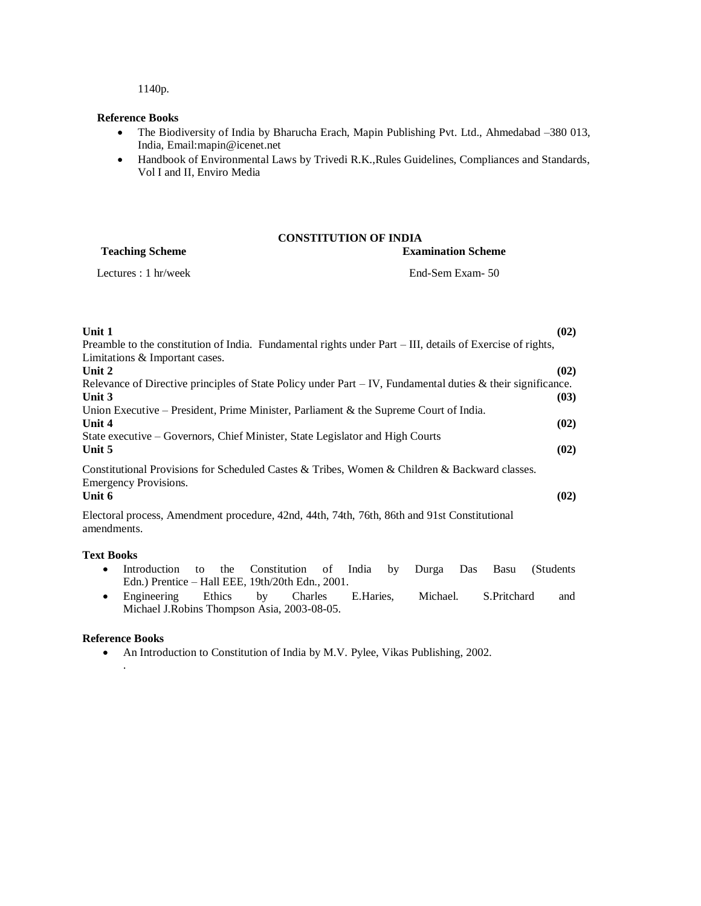1140p.

**Reference Books**

- The Biodiversity of India by Bharucha Erach, Mapin Publishing Pvt. Ltd., Ahmedabad –380 013, India, Email:mapin@icenet.net
- Handbook of Environmental Laws by Trivedi R.K.,Rules Guidelines, Compliances and Standards, Vol I and II, Enviro Media

## CONSTITUTION OF INDIA

| **Teaching Scheme** | **Examination Scheme** |
|---|---|
| Lectures : 1 hr/week | End-Sem Exam- 50 |

**Unit 1** **(02)**

Preamble to the constitution of India. Fundamental rights under Part – III, details of Exercise of rights, Limitations & Important cases.

**Unit 2** **(02)**

Relevance of Directive principles of State Policy under Part – IV, Fundamental duties & their significance.

**Unit 3** **(03)**

Union Executive – President, Prime Minister, Parliament & the Supreme Court of India.

**Unit 4** **(02)**

State executive – Governors, Chief Minister, State Legislator and High Courts

**Unit 5** **(02)**

Constitutional Provisions for Scheduled Castes & Tribes, Women & Children & Backward classes. Emergency Provisions.

**Unit 6** **(02)**

Electoral process, Amendment procedure, 42nd, 44th, 74th, 76th, 86th and 91st Constitutional amendments.

**Text Books**

- Introduction to the Constitution of India by Durga Das Basu (Students Edn.) Prentice – Hall EEE, 19th/20th Edn., 2001.
- Engineering Ethics by Charles E.Haries, Michael. S.Pritchard and Michael J.Robins Thompson Asia, 2003-08-05.

**Reference Books**

- An Introduction to Constitution of India by M.V. Pylee, Vikas Publishing, 2002.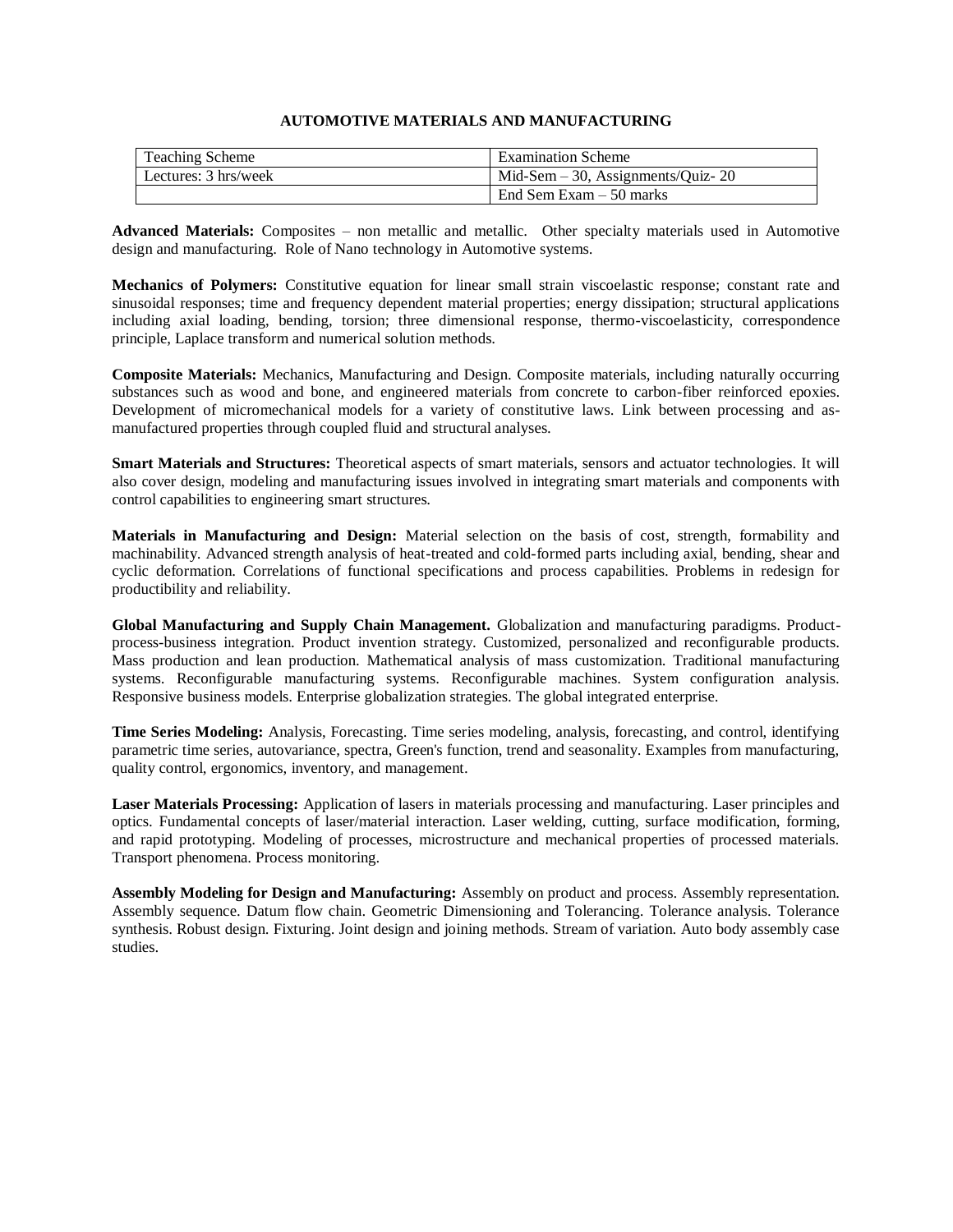## AUTOMOTIVE MATERIALS AND MANUFACTURING

| Teaching Scheme | Examination Scheme |
|---|---|
| Lectures: 3 hrs/week | Mid-Sem – 30, Assignments/Quiz- 20 |
| | End Sem Exam – 50 marks |

**Advanced Materials:** Composites – non metallic and metallic. Other specialty materials used in Automotive design and manufacturing. Role of Nano technology in Automotive systems.

**Mechanics of Polymers:** Constitutive equation for linear small strain viscoelastic response; constant rate and sinusoidal responses; time and frequency dependent material properties; energy dissipation; structural applications including axial loading, bending, torsion; three dimensional response, thermo-viscoelasticity, correspondence principle, Laplace transform and numerical solution methods.

**Composite Materials:** Mechanics, Manufacturing and Design. Composite materials, including naturally occurring substances such as wood and bone, and engineered materials from concrete to carbon-fiber reinforced epoxies. Development of micromechanical models for a variety of constitutive laws. Link between processing and as-manufactured properties through coupled fluid and structural analyses.

**Smart Materials and Structures:** Theoretical aspects of smart materials, sensors and actuator technologies. It will also cover design, modeling and manufacturing issues involved in integrating smart materials and components with control capabilities to engineering smart structures.

**Materials in Manufacturing and Design:** Material selection on the basis of cost, strength, formability and machinability. Advanced strength analysis of heat-treated and cold-formed parts including axial, bending, shear and cyclic deformation. Correlations of functional specifications and process capabilities. Problems in redesign for productibility and reliability.

**Global Manufacturing and Supply Chain Management.** Globalization and manufacturing paradigms. Product-process-business integration. Product invention strategy. Customized, personalized and reconfigurable products. Mass production and lean production. Mathematical analysis of mass customization. Traditional manufacturing systems. Reconfigurable manufacturing systems. Reconfigurable machines. System configuration analysis. Responsive business models. Enterprise globalization strategies. The global integrated enterprise.

**Time Series Modeling:** Analysis, Forecasting. Time series modeling, analysis, forecasting, and control, identifying parametric time series, autovariance, spectra, Green's function, trend and seasonality. Examples from manufacturing, quality control, ergonomics, inventory, and management.

**Laser Materials Processing:** Application of lasers in materials processing and manufacturing. Laser principles and optics. Fundamental concepts of laser/material interaction. Laser welding, cutting, surface modification, forming, and rapid prototyping. Modeling of processes, microstructure and mechanical properties of processed materials. Transport phenomena. Process monitoring.

**Assembly Modeling for Design and Manufacturing:** Assembly on product and process. Assembly representation. Assembly sequence. Datum flow chain. Geometric Dimensioning and Tolerancing. Tolerance analysis. Tolerance synthesis. Robust design. Fixturing. Joint design and joining methods. Stream of variation. Auto body assembly case studies.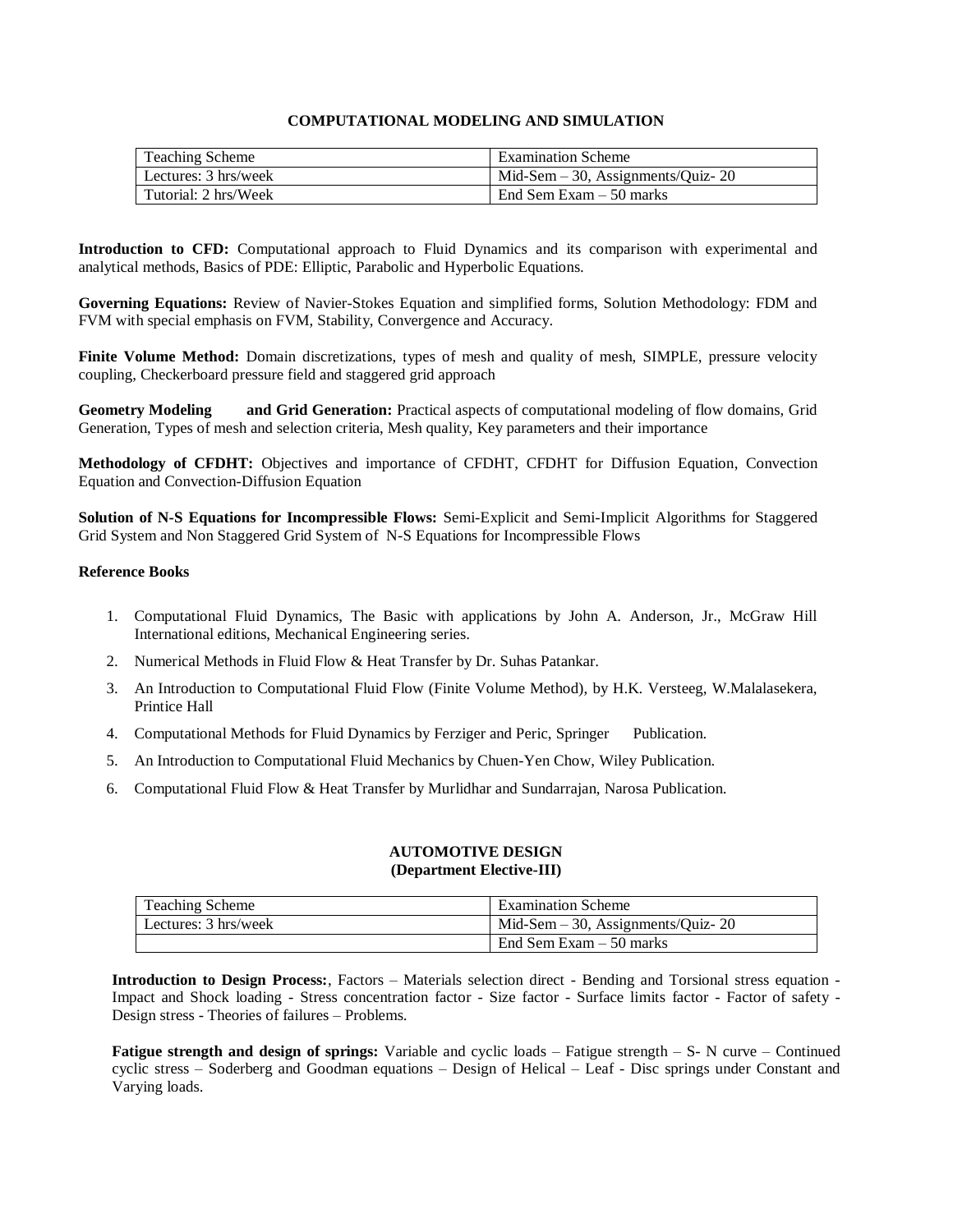## COMPUTATIONAL MODELING AND SIMULATION

| Teaching Scheme | Examination Scheme |
|---|---|
| Lectures: 3 hrs/week | Mid-Sem – 30, Assignments/Quiz- 20 |
| Tutorial: 2 hrs/Week | End Sem Exam – 50 marks |

**Introduction to CFD:** Computational approach to Fluid Dynamics and its comparison with experimental and analytical methods, Basics of PDE: Elliptic, Parabolic and Hyperbolic Equations.

**Governing Equations:** Review of Navier-Stokes Equation and simplified forms, Solution Methodology: FDM and FVM with special emphasis on FVM, Stability, Convergence and Accuracy.

**Finite Volume Method:** Domain discretizations, types of mesh and quality of mesh, SIMPLE, pressure velocity coupling, Checkerboard pressure field and staggered grid approach

**Geometry Modeling and Grid Generation:** Practical aspects of computational modeling of flow domains, Grid Generation, Types of mesh and selection criteria, Mesh quality, Key parameters and their importance

**Methodology of CFDHT:** Objectives and importance of CFDHT, CFDHT for Diffusion Equation, Convection Equation and Convection-Diffusion Equation

**Solution of N-S Equations for Incompressible Flows:** Semi-Explicit and Semi-Implicit Algorithms for Staggered Grid System and Non Staggered Grid System of N-S Equations for Incompressible Flows

**Reference Books**

1. Computational Fluid Dynamics, The Basic with applications by John A. Anderson, Jr., McGraw Hill International editions, Mechanical Engineering series.
2. Numerical Methods in Fluid Flow & Heat Transfer by Dr. Suhas Patankar.
3. An Introduction to Computational Fluid Flow (Finite Volume Method), by H.K. Versteeg, W.Malalasekera, Printice Hall
4. Computational Methods for Fluid Dynamics by Ferziger and Peric, Springer Publication.
5. An Introduction to Computational Fluid Mechanics by Chuen-Yen Chow, Wiley Publication.
6. Computational Fluid Flow & Heat Transfer by Murlidhar and Sundarrajan, Narosa Publication.

## AUTOMOTIVE DESIGN
### (Department Elective-III)

| Teaching Scheme | Examination Scheme |
|---|---|
| Lectures: 3 hrs/week | Mid-Sem – 30, Assignments/Quiz- 20 |
| | End Sem Exam – 50 marks |

**Introduction to Design Process:**, Factors – Materials selection direct - Bending and Torsional stress equation - Impact and Shock loading - Stress concentration factor - Size factor - Surface limits factor - Factor of safety - Design stress - Theories of failures – Problems.

**Fatigue strength and design of springs:** Variable and cyclic loads – Fatigue strength – S- N curve – Continued cyclic stress – Soderberg and Goodman equations – Design of Helical – Leaf - Disc springs under Constant and Varying loads.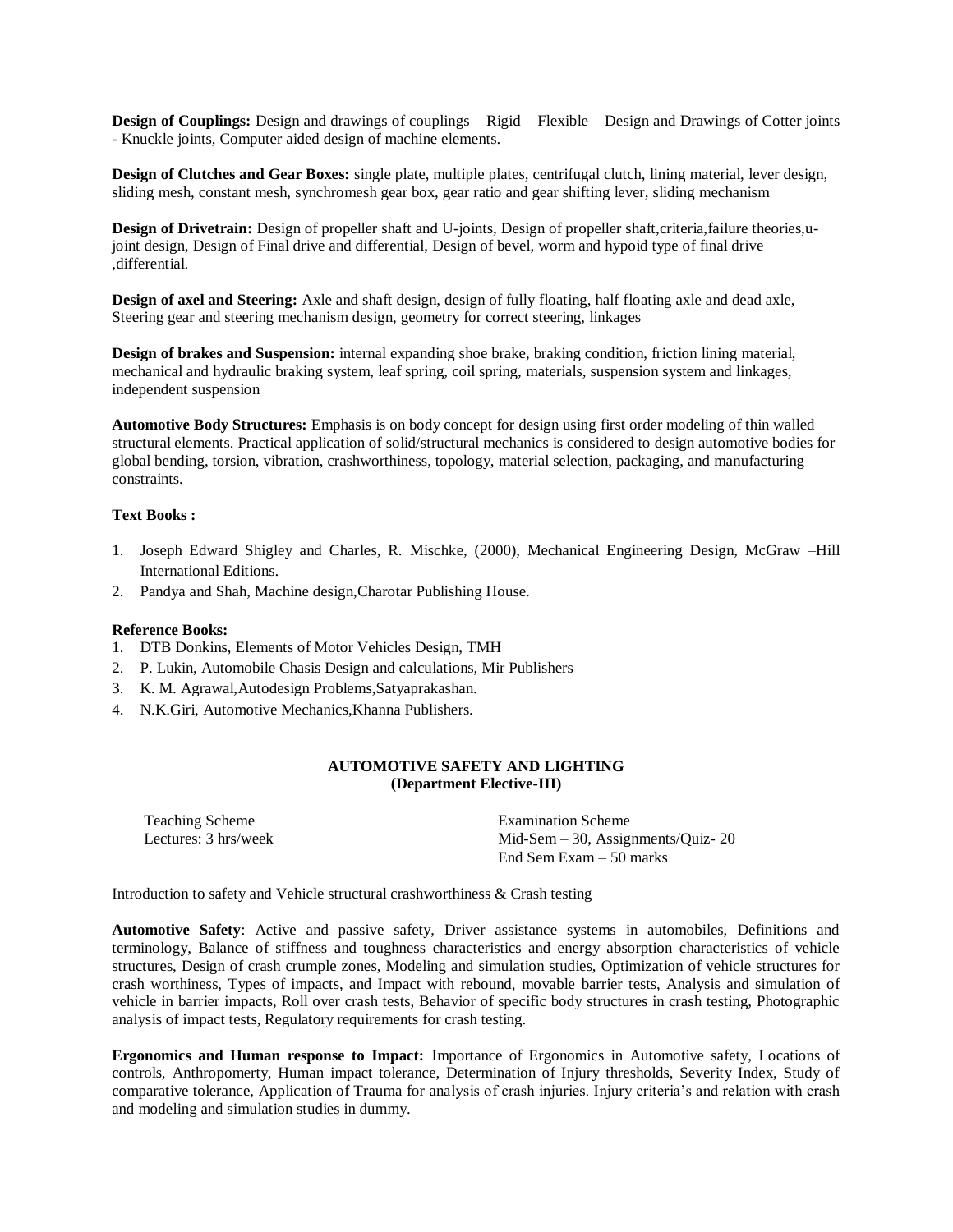**Design of Couplings:** Design and drawings of couplings – Rigid – Flexible – Design and Drawings of Cotter joints - Knuckle joints, Computer aided design of machine elements.

**Design of Clutches and Gear Boxes:** single plate, multiple plates, centrifugal clutch, lining material, lever design, sliding mesh, constant mesh, synchromesh gear box, gear ratio and gear shifting lever, sliding mechanism

**Design of Drivetrain:** Design of propeller shaft and U-joints, Design of propeller shaft,criteria,failure theories,u-joint design, Design of Final drive and differential, Design of bevel, worm and hypoid type of final drive ,differential.

**Design of axel and Steering:** Axle and shaft design, design of fully floating, half floating axle and dead axle, Steering gear and steering mechanism design, geometry for correct steering, linkages

**Design of brakes and Suspension:** internal expanding shoe brake, braking condition, friction lining material, mechanical and hydraulic braking system, leaf spring, coil spring, materials, suspension system and linkages, independent suspension

**Automotive Body Structures:** Emphasis is on body concept for design using first order modeling of thin walled structural elements. Practical application of solid/structural mechanics is considered to design automotive bodies for global bending, torsion, vibration, crashworthiness, topology, material selection, packaging, and manufacturing constraints.

**Text Books :**

1. Joseph Edward Shigley and Charles, R. Mischke, (2000), Mechanical Engineering Design, McGraw –Hill International Editions.
2. Pandya and Shah, Machine design,Charotar Publishing House.

**Reference Books:**

1. DTB Donkins, Elements of Motor Vehicles Design, TMH
2. P. Lukin, Automobile Chasis Design and calculations, Mir Publishers
3. K. M. Agrawal,Autodesign Problems,Satyaprakashan.
4. N.K.Giri, Automotive Mechanics,Khanna Publishers.

## AUTOMOTIVE SAFETY AND LIGHTING
### (Department Elective-III)

| Teaching Scheme | Examination Scheme |
|---|---|
| Lectures: 3 hrs/week | Mid-Sem – 30, Assignments/Quiz- 20 |
| | End Sem Exam – 50 marks |

Introduction to safety and Vehicle structural crashworthiness & Crash testing

**Automotive Safety**: Active and passive safety, Driver assistance systems in automobiles, Definitions and terminology, Balance of stiffness and toughness characteristics and energy absorption characteristics of vehicle structures, Design of crash crumple zones, Modeling and simulation studies, Optimization of vehicle structures for crash worthiness, Types of impacts, and Impact with rebound, movable barrier tests, Analysis and simulation of vehicle in barrier impacts, Roll over crash tests, Behavior of specific body structures in crash testing, Photographic analysis of impact tests, Regulatory requirements for crash testing.

**Ergonomics and Human response to Impact:** Importance of Ergonomics in Automotive safety, Locations of controls, Anthropomerty, Human impact tolerance, Determination of Injury thresholds, Severity Index, Study of comparative tolerance, Application of Trauma for analysis of crash injuries. Injury criteria's and relation with crash and modeling and simulation studies in dummy.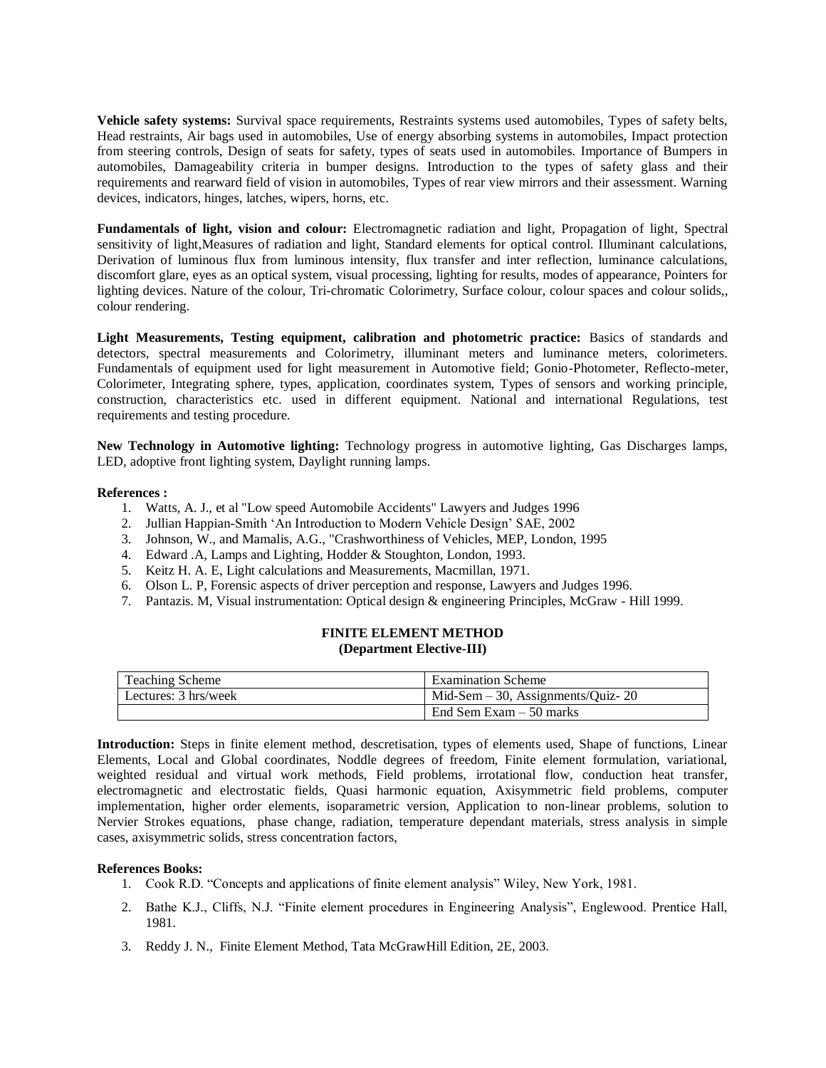**Vehicle safety systems:** Survival space requirements, Restraints systems used automobiles, Types of safety belts, Head restraints, Air bags used in automobiles, Use of energy absorbing systems in automobiles, Impact protection from steering controls, Design of seats for safety, types of seats used in automobiles. Importance of Bumpers in automobiles, Damageability criteria in bumper designs. Introduction to the types of safety glass and their requirements and rearward field of vision in automobiles, Types of rear view mirrors and their assessment. Warning devices, indicators, hinges, latches, wipers, horns, etc.

**Fundamentals of light, vision and colour:** Electromagnetic radiation and light, Propagation of light, Spectral sensitivity of light,Measures of radiation and light, Standard elements for optical control. Illuminant calculations, Derivation of luminous flux from luminous intensity, flux transfer and inter reflection, luminance calculations, discomfort glare, eyes as an optical system, visual processing, lighting for results, modes of appearance, Pointers for lighting devices. Nature of the colour, Tri-chromatic Colorimetry, Surface colour, colour spaces and colour solids,, colour rendering.

**Light Measurements, Testing equipment, calibration and photometric practice:** Basics of standards and detectors, spectral measurements and Colorimetry, illuminant meters and luminance meters, colorimeters. Fundamentals of equipment used for light measurement in Automotive field; Gonio-Photometer, Reflecto-meter, Colorimeter, Integrating sphere, types, application, coordinates system, Types of sensors and working principle, construction, characteristics etc. used in different equipment. National and international Regulations, test requirements and testing procedure.

**New Technology in Automotive lighting:** Technology progress in automotive lighting, Gas Discharges lamps, LED, adoptive front lighting system, Daylight running lamps.

**References :**

1. Watts, A. J., et al "Low speed Automobile Accidents" Lawyers and Judges 1996
2. Jullian Happian-Smith 'An Introduction to Modern Vehicle Design' SAE, 2002
3. Johnson, W., and Mamalis, A.G., "Crashworthiness of Vehicles, MEP, London, 1995
4. Edward .A, Lamps and Lighting, Hodder & Stoughton, London, 1993.
5. Keitz H. A. E, Light calculations and Measurements, Macmillan, 1971.
6. Olson L. P, Forensic aspects of driver perception and response, Lawyers and Judges 1996.
7. Pantazis. M, Visual instrumentation: Optical design & engineering Principles, McGraw - Hill 1999.

## FINITE ELEMENT METHOD
### (Department Elective-III)

| Teaching Scheme | Examination Scheme |
|---|---|
| Lectures: 3 hrs/week | Mid-Sem – 30, Assignments/Quiz- 20 |
| | End Sem Exam – 50 marks |

**Introduction:** Steps in finite element method, descretisation, types of elements used, Shape of functions, Linear Elements, Local and Global coordinates, Noddle degrees of freedom, Finite element formulation, variational, weighted residual and virtual work methods, Field problems, irrotational flow, conduction heat transfer, electromagnetic and electrostatic fields, Quasi harmonic equation, Axisymmetric field problems, computer implementation, higher order elements, isoparametric version, Application to non-linear problems, solution to Nervier Strokes equations, phase change, radiation, temperature dependant materials, stress analysis in simple cases, axisymmetric solids, stress concentration factors,

**References Books:**

1. Cook R.D. "Concepts and applications of finite element analysis" Wiley, New York, 1981.
2. Bathe K.J., Cliffs, N.J. "Finite element procedures in Engineering Analysis", Englewood. Prentice Hall, 1981.
3. Reddy J. N., Finite Element Method, Tata McGrawHill Edition, 2E, 2003.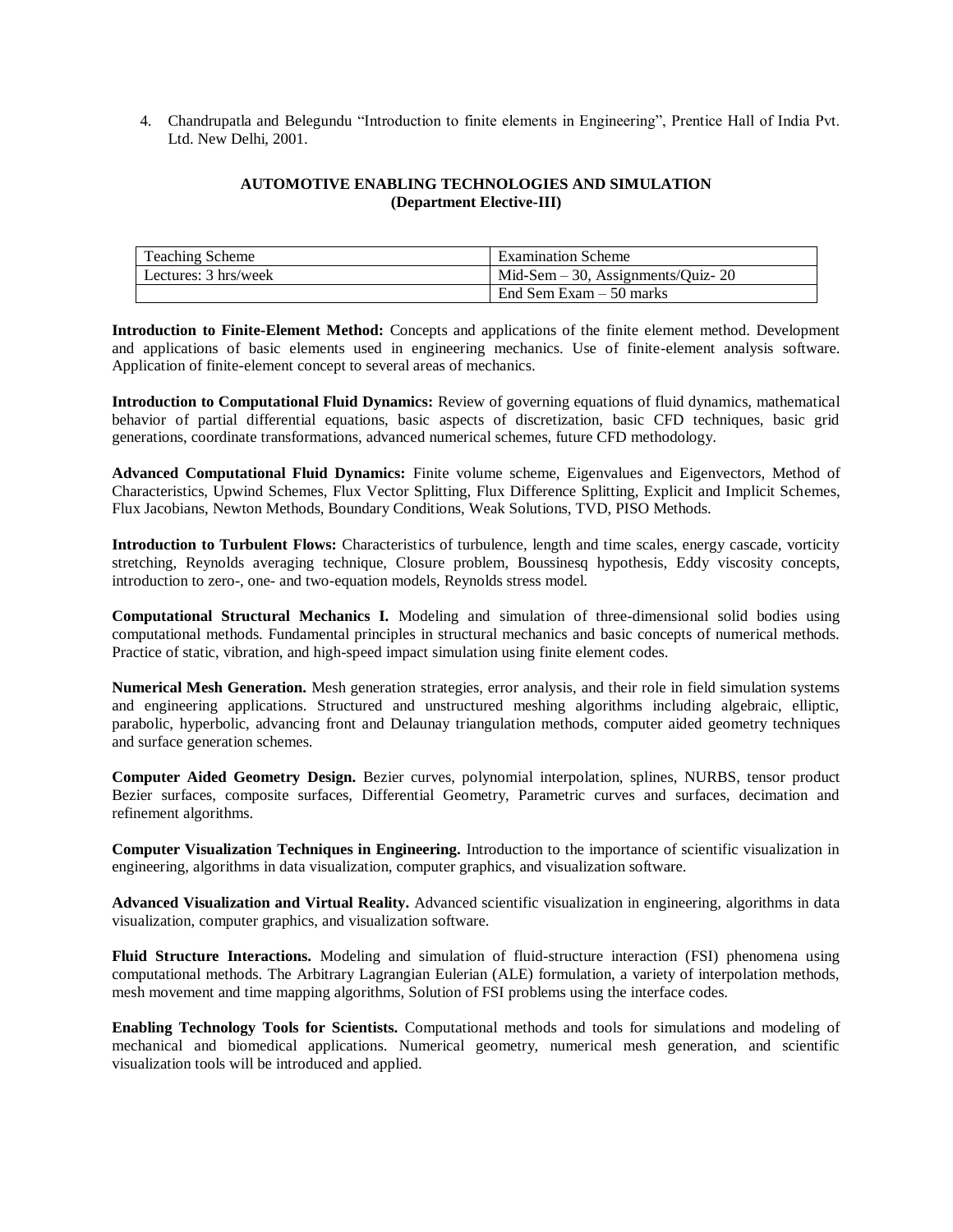4. Chandrupatla and Belegundu "Introduction to finite elements in Engineering", Prentice Hall of India Pvt. Ltd. New Delhi, 2001.

## AUTOMOTIVE ENABLING TECHNOLOGIES AND SIMULATION
### (Department Elective-III)

| Teaching Scheme | Examination Scheme |
|---|---|
| Lectures: 3 hrs/week | Mid-Sem – 30, Assignments/Quiz- 20 |
| | End Sem Exam – 50 marks |

**Introduction to Finite-Element Method:** Concepts and applications of the finite element method. Development and applications of basic elements used in engineering mechanics. Use of finite-element analysis software. Application of finite-element concept to several areas of mechanics.

**Introduction to Computational Fluid Dynamics:** Review of governing equations of fluid dynamics, mathematical behavior of partial differential equations, basic aspects of discretization, basic CFD techniques, basic grid generations, coordinate transformations, advanced numerical schemes, future CFD methodology.

**Advanced Computational Fluid Dynamics:** Finite volume scheme, Eigenvalues and Eigenvectors, Method of Characteristics, Upwind Schemes, Flux Vector Splitting, Flux Difference Splitting, Explicit and Implicit Schemes, Flux Jacobians, Newton Methods, Boundary Conditions, Weak Solutions, TVD, PISO Methods.

**Introduction to Turbulent Flows:** Characteristics of turbulence, length and time scales, energy cascade, vorticity stretching, Reynolds averaging technique, Closure problem, Boussinesq hypothesis, Eddy viscosity concepts, introduction to zero-, one- and two-equation models, Reynolds stress model.

**Computational Structural Mechanics I.** Modeling and simulation of three-dimensional solid bodies using computational methods. Fundamental principles in structural mechanics and basic concepts of numerical methods. Practice of static, vibration, and high-speed impact simulation using finite element codes.

**Numerical Mesh Generation.** Mesh generation strategies, error analysis, and their role in field simulation systems and engineering applications. Structured and unstructured meshing algorithms including algebraic, elliptic, parabolic, hyperbolic, advancing front and Delaunay triangulation methods, computer aided geometry techniques and surface generation schemes.

**Computer Aided Geometry Design.** Bezier curves, polynomial interpolation, splines, NURBS, tensor product Bezier surfaces, composite surfaces, Differential Geometry, Parametric curves and surfaces, decimation and refinement algorithms.

**Computer Visualization Techniques in Engineering.** Introduction to the importance of scientific visualization in engineering, algorithms in data visualization, computer graphics, and visualization software.

**Advanced Visualization and Virtual Reality.** Advanced scientific visualization in engineering, algorithms in data visualization, computer graphics, and visualization software.

**Fluid Structure Interactions.** Modeling and simulation of fluid-structure interaction (FSI) phenomena using computational methods. The Arbitrary Lagrangian Eulerian (ALE) formulation, a variety of interpolation methods, mesh movement and time mapping algorithms, Solution of FSI problems using the interface codes.

**Enabling Technology Tools for Scientists.** Computational methods and tools for simulations and modeling of mechanical and biomedical applications. Numerical geometry, numerical mesh generation, and scientific visualization tools will be introduced and applied.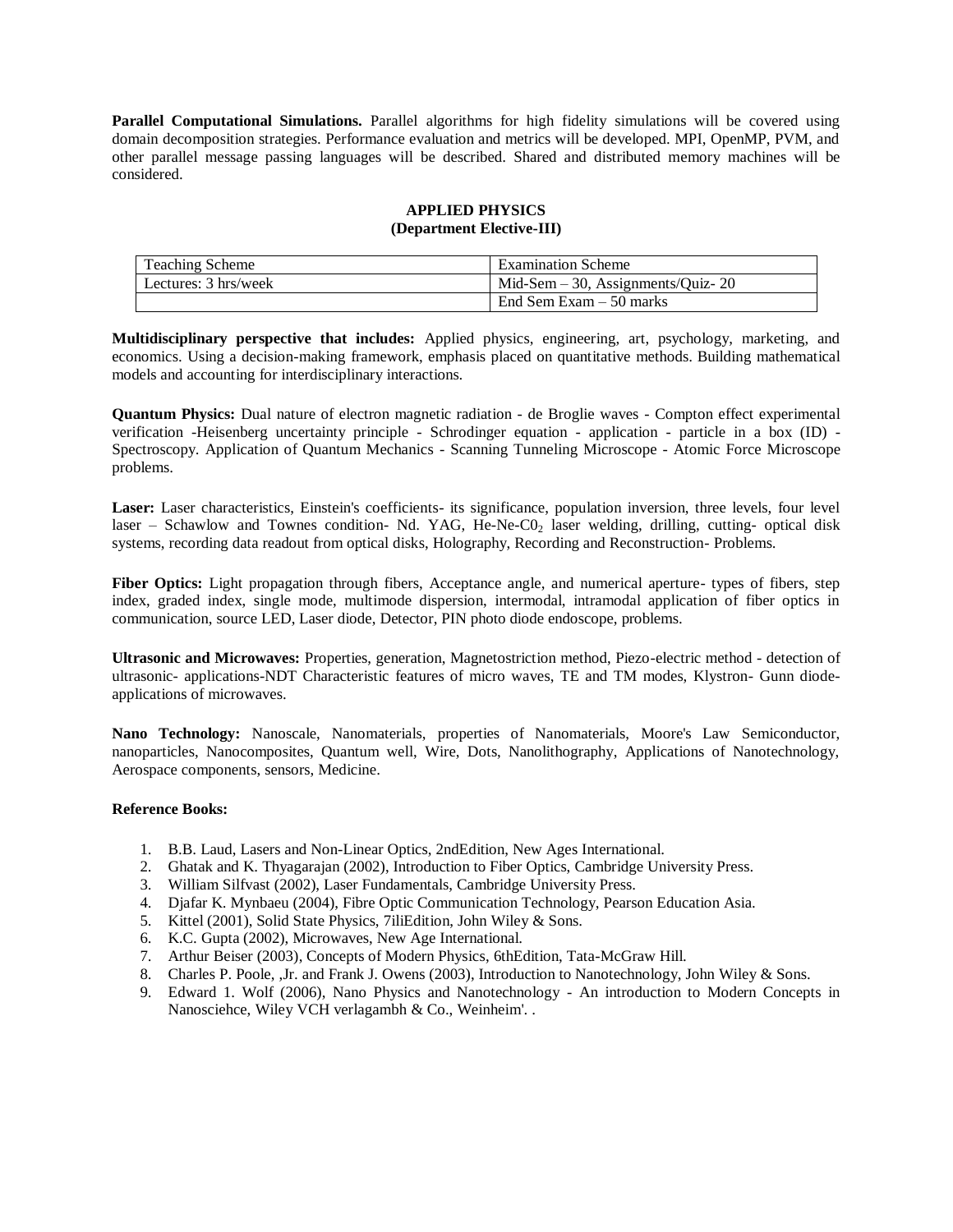**Parallel Computational Simulations.** Parallel algorithms for high fidelity simulations will be covered using domain decomposition strategies. Performance evaluation and metrics will be developed. MPI, OpenMP, PVM, and other parallel message passing languages will be described. Shared and distributed memory machines will be considered.

## APPLIED PHYSICS
### (Department Elective-III)

| Teaching Scheme | Examination Scheme |
|---|---|
| Lectures: 3 hrs/week | Mid-Sem – 30, Assignments/Quiz- 20 |
| | End Sem Exam – 50 marks |

**Multidisciplinary perspective that includes:** Applied physics, engineering, art, psychology, marketing, and economics. Using a decision-making framework, emphasis placed on quantitative methods. Building mathematical models and accounting for interdisciplinary interactions.

**Quantum Physics:** Dual nature of electron magnetic radiation - de Broglie waves - Compton effect experimental verification -Heisenberg uncertainty principle - Schrodinger equation - application - particle in a box (ID) - Spectroscopy. Application of Quantum Mechanics - Scanning Tunneling Microscope - Atomic Force Microscope problems.

**Laser:** Laser characteristics, Einstein's coefficients- its significance, population inversion, three levels, four level laser – Schawlow and Townes condition- Nd. YAG, He-Ne-$C0_2$ laser welding, drilling, cutting- optical disk systems, recording data readout from optical disks, Holography, Recording and Reconstruction- Problems.

**Fiber Optics:** Light propagation through fibers, Acceptance angle, and numerical aperture- types of fibers, step index, graded index, single mode, multimode dispersion, intermodal, intramodal application of fiber optics in communication, source LED, Laser diode, Detector, PIN photo diode endoscope, problems.

**Ultrasonic and Microwaves:** Properties, generation, Magnetostriction method, Piezo-electric method - detection of ultrasonic- applications-NDT Characteristic features of micro waves, TE and TM modes, Klystron- Gunn diode- applications of microwaves.

**Nano Technology:** Nanoscale, Nanomaterials, properties of Nanomaterials, Moore's Law Semiconductor, nanoparticles, Nanocomposites, Quantum well, Wire, Dots, Nanolithography, Applications of Nanotechnology, Aerospace components, sensors, Medicine.

**Reference Books:**

1. B.B. Laud, Lasers and Non-Linear Optics, 2ndEdition, New Ages International.
2. Ghatak and K. Thyagarajan (2002), Introduction to Fiber Optics, Cambridge University Press.
3. William Silfvast (2002), Laser Fundamentals, Cambridge University Press.
4. Djafar K. Mynbaeu (2004), Fibre Optic Communication Technology, Pearson Education Asia.
5. Kittel (2001), Solid State Physics, 7iliEdition, John Wiley & Sons.
6. K.C. Gupta (2002), Microwaves, New Age International.
7. Arthur Beiser (2003), Concepts of Modern Physics, 6thEdition, Tata-McGraw Hill.
8. Charles P. Poole, ,Jr. and Frank J. Owens (2003), Introduction to Nanotechnology, John Wiley & Sons.
9. Edward 1. Wolf (2006), Nano Physics and Nanotechnology - An introduction to Modern Concepts in Nanosciehce, Wiley VCH verlagambh & Co., Weinheim'. .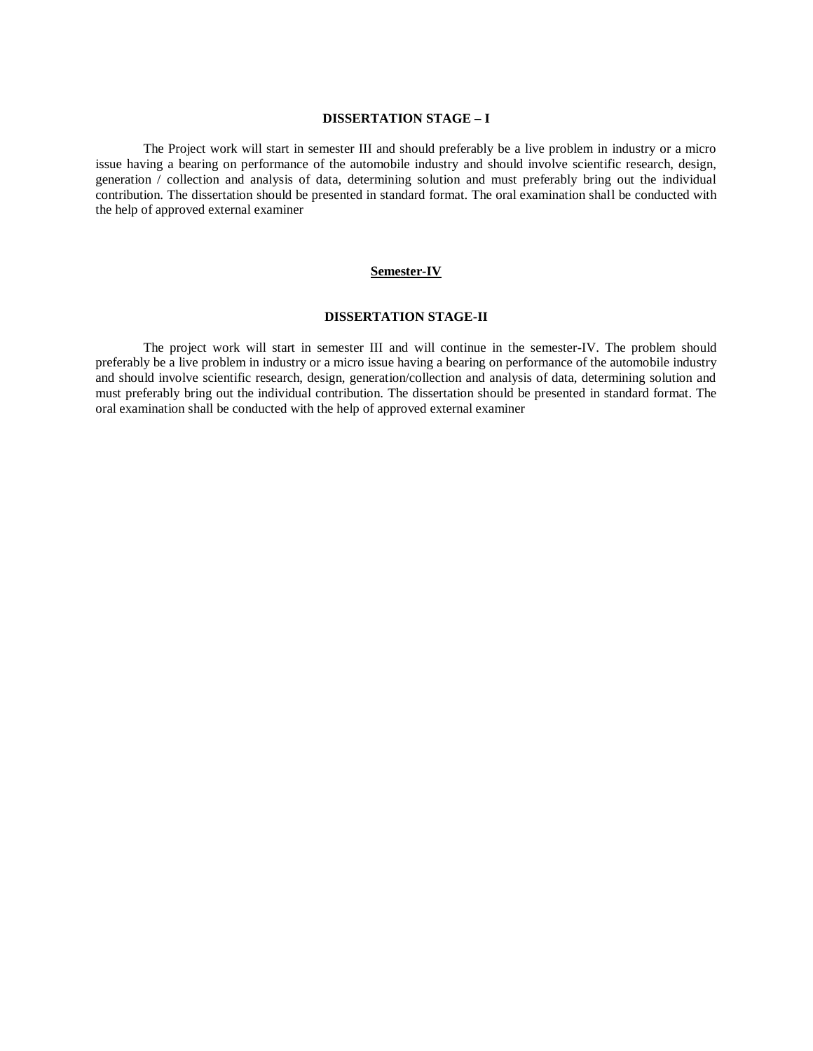## DISSERTATION STAGE – I

The Project work will start in semester III and should preferably be a live problem in industry or a micro issue having a bearing on performance of the automobile industry and should involve scientific research, design, generation / collection and analysis of data, determining solution and must preferably bring out the individual contribution. The dissertation should be presented in standard format. The oral examination shall be conducted with the help of approved external examiner

# Semester-IV

## DISSERTATION STAGE-II

The project work will start in semester III and will continue in the semester-IV. The problem should preferably be a live problem in industry or a micro issue having a bearing on performance of the automobile industry and should involve scientific research, design, generation/collection and analysis of data, determining solution and must preferably bring out the individual contribution. The dissertation should be presented in standard format. The oral examination shall be conducted with the help of approved external examiner